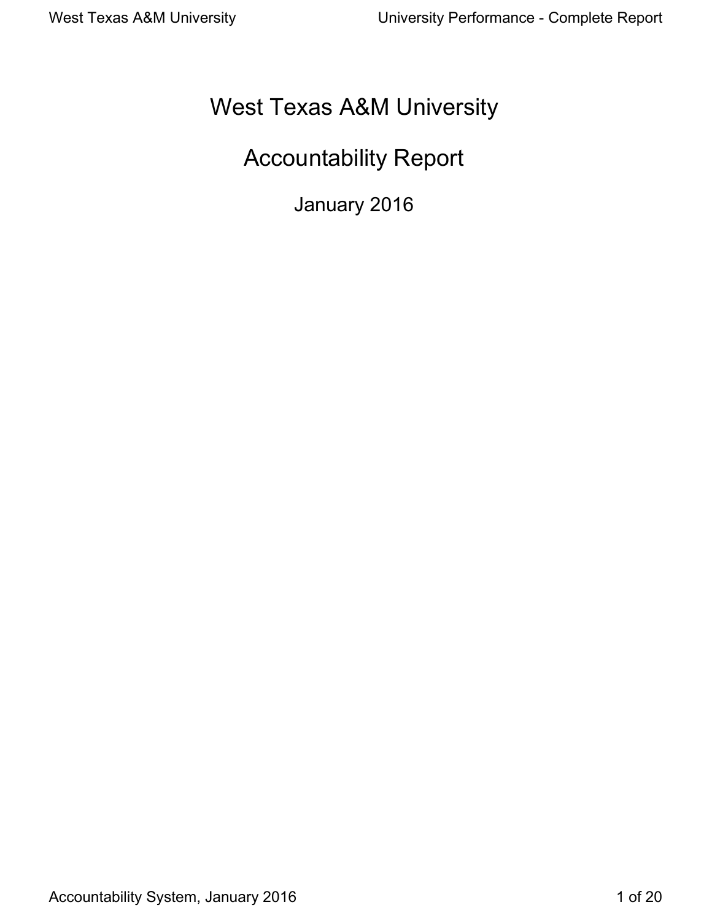# West Texas A&M University

# Accountability Report

## January 2016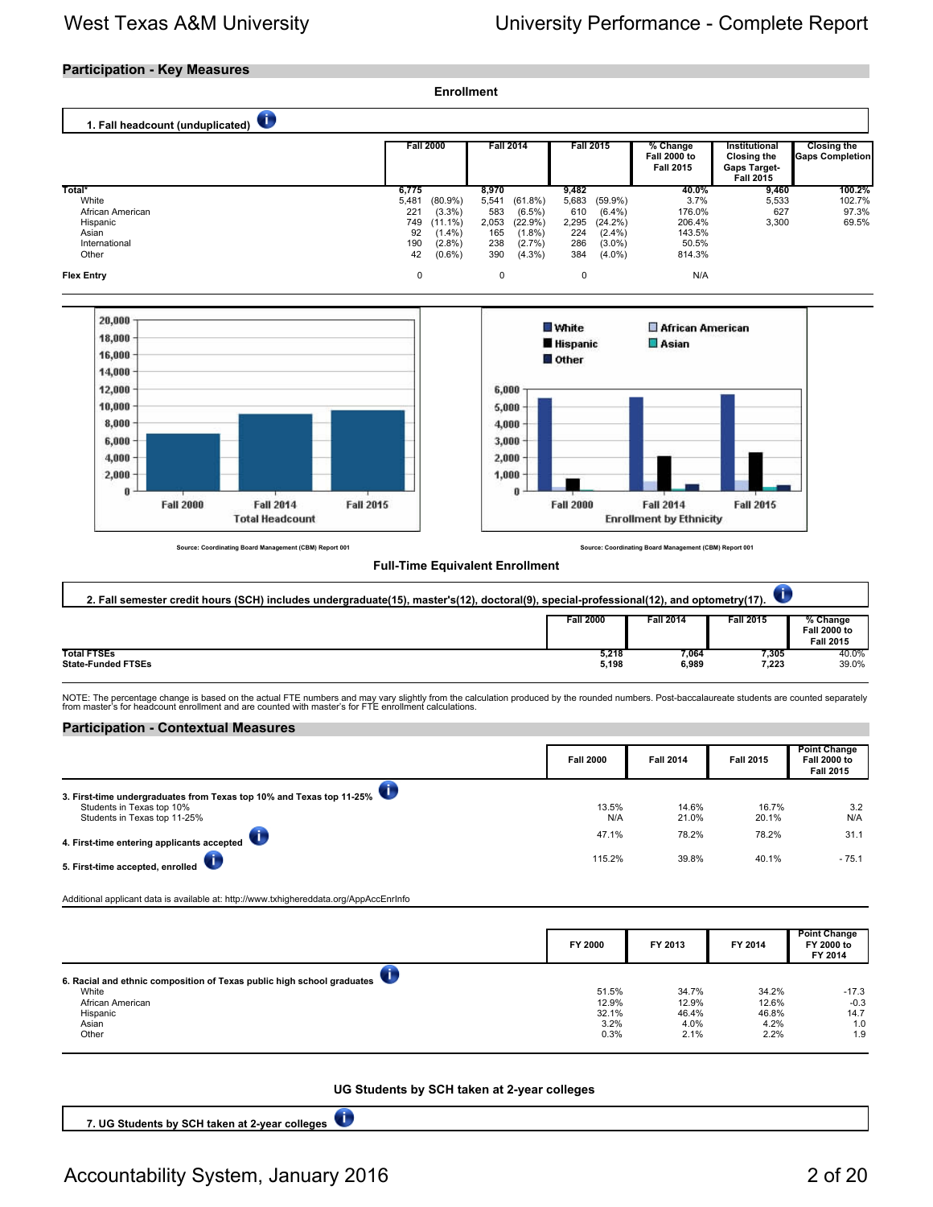## Participation - Key Measures

### Enrollment

**1. Fall headcount (unduplicated)**

| | Fall 2000 | | Fall 2014 | | Fall 2015 | | % Change Fall 2000 to Fall 2015 | Institutional Closing the Gaps Target- Fall 2015 | Closing the Gaps Completion |
|---|---|---|---|---|---|---|---|---|---|
| **Total*** | **6,775** | | **8,970** | | **9,482** | | **40.0%** | **9,460** | **100.2%** |
| White | 5,481 | (80.9%) | 5,541 | (61.8%) | 5,683 | (59.9%) | 3.7% | 5,533 | 102.7% |
| African American | 221 | (3.3%) | 583 | (6.5%) | 610 | (6.4%) | 176.0% | 627 | 97.3% |
| Hispanic | 749 | (11.1%) | 2,053 | (22.9%) | 2,295 | (24.2%) | 206.4% | 3,300 | 69.5% |
| Asian | 92 | (1.4%) | 165 | (1.8%) | 224 | (2.4%) | 143.5% | | |
| International | 190 | (2.8%) | 238 | (2.7%) | 286 | (3.0%) | 50.5% | | |
| Other | 42 | (0.6%) | 390 | (4.3%) | 384 | (4.0%) | 814.3% | | |
| **Flex Entry** | 0 | | 0 | | 0 | | N/A | | |

Source: Coordinating Board Management (CBM) Report 001

Source: Coordinating Board Management (CBM) Report 001

### Full-Time Equivalent Enrollment

**2. Fall semester credit hours (SCH) includes undergraduate(15), master's(12), doctoral(9), special-professional(12), and optometry(17).**

| | Fall 2000 | Fall 2014 | Fall 2015 | % Change Fall 2000 to Fall 2015 |
|---|---|---|---|---|
| **Total FTSEs** | **5,218** | **7,064** | **7,305** | 40.0% |
| **State-Funded FTSEs** | **5,198** | **6,989** | **7,223** | 39.0% |

NOTE: The percentage change is based on the actual FTE numbers and may vary slightly from the calculation produced by the rounded numbers. Post-baccalaureate students are counted separately from master's for headcount enrollment and are counted with master's for FTE enrollment calculations.

## Participation - Contextual Measures

| | Fall 2000 | Fall 2014 | Fall 2015 | Point Change Fall 2000 to Fall 2015 |
|---|---|---|---|---|
| **3. First-time undergraduates from Texas top 10% and Texas top 11-25%** | | | | |
| Students in Texas top 10% | 13.5% | 14.6% | 16.7% | 3.2 |
| Students in Texas top 11-25% | N/A | 21.0% | 20.1% | N/A |
| **4. First-time entering applicants accepted** | 47.1% | 78.2% | 78.2% | 31.1 |
| **5. First-time accepted, enrolled** | 115.2% | 39.8% | 40.1% | - 75.1 |

Additional applicant data is available at: http://www.txhighereddata.org/AppAccEnrInfo

| | FY 2000 | FY 2013 | FY 2014 | Point Change FY 2000 to FY 2014 |
|---|---|---|---|---|
| **6. Racial and ethnic composition of Texas public high school graduates** | | | | |
| White | 51.5% | 34.7% | 34.2% | -17.3 |
| African American | 12.9% | 12.9% | 12.6% | -0.3 |
| Hispanic | 32.1% | 46.4% | 46.8% | 14.7 |
| Asian | 3.2% | 4.0% | 4.2% | 1.0 |
| Other | 0.3% | 2.1% | 2.2% | 1.9 |

### UG Students by SCH taken at 2-year colleges

**7. UG Students by SCH taken at 2-year colleges**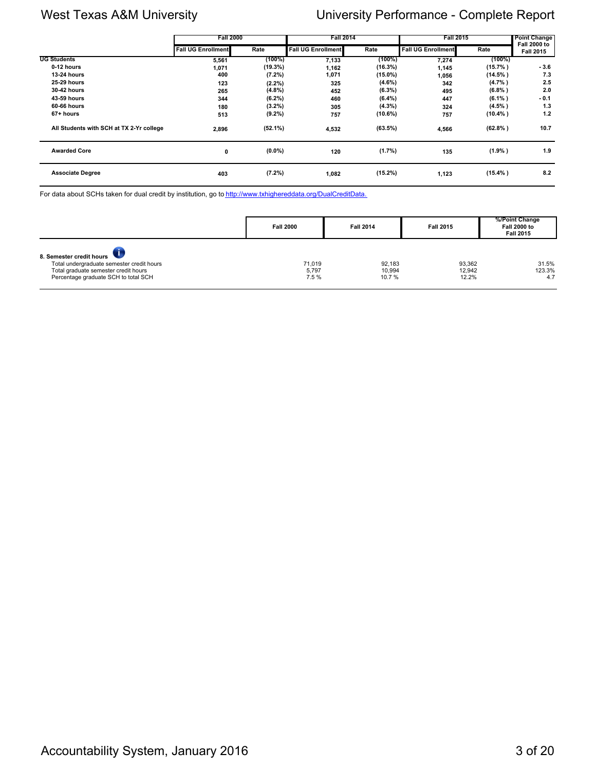| | Fall 2000 | | Fall 2014 | | Fall 2015 | | Point Change Fall 2000 to Fall 2015 |
|---|---|---|---|---|---|---|---|
| | Fall UG Enrollment | Rate | Fall UG Enrollment | Rate | Fall UG Enrollment | Rate | |
| **UG Students** | 5,561 | (100%) | 7,133 | (100%) | 7,274 | (100%) | |
| **0-12 hours** | 1,071 | (19.3%) | 1,162 | (16.3%) | 1,145 | (15.7% ) | - 3.6 |
| **13-24 hours** | 400 | (7.2%) | 1,071 | (15.0%) | 1,056 | (14.5% ) | 7.3 |
| **25-29 hours** | 123 | (2.2%) | 325 | (4.6%) | 342 | (4.7% ) | 2.5 |
| **30-42 hours** | 265 | (4.8%) | 452 | (6.3%) | 495 | (6.8% ) | 2.0 |
| **43-59 hours** | 344 | (6.2%) | 460 | (6.4%) | 447 | (6.1% ) | - 0.1 |
| **60-66 hours** | 180 | (3.2%) | 305 | (4.3%) | 324 | (4.5% ) | 1.3 |
| **67+ hours** | 513 | (9.2%) | 757 | (10.6%) | 757 | (10.4% ) | 1.2 |
| **All Students with SCH at TX 2-Yr college** | 2,896 | (52.1%) | 4,532 | (63.5%) | 4,566 | (62.8% ) | 10.7 |
| **Awarded Core** | 0 | (0.0%) | 120 | (1.7%) | 135 | (1.9% ) | 1.9 |
| **Associate Degree** | 403 | (7.2%) | 1,082 | (15.2%) | 1,123 | (15.4% ) | 8.2 |

For data about SCHs taken for dual credit by institution, go to http://www.txhighereddata.org/DualCreditData.

| | Fall 2000 | Fall 2014 | Fall 2015 | %/Point Change Fall 2000 to Fall 2015 |
|---|---|---|---|---|
| **8. Semester credit hours** | | | | |
| Total undergraduate semester credit hours | 71,019 | 92,183 | 93,362 | 31.5% |
| Total graduate semester credit hours | 5,797 | 10,994 | 12,942 | 123.3% |
| Percentage graduate SCH to total SCH | 7.5 % | 10.7 % | 12.2% | 4.7 |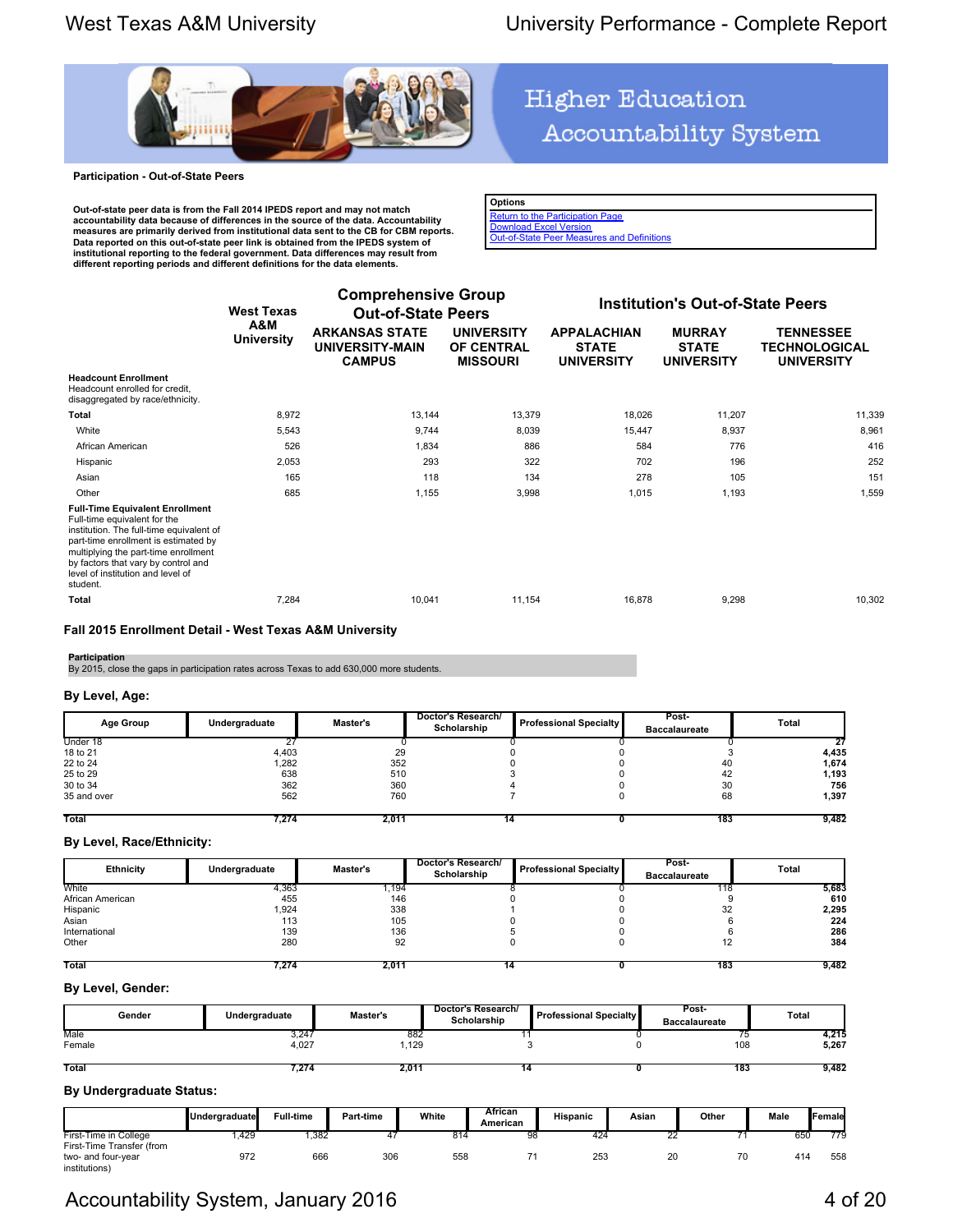Higher Education Accountability System

**Participation - Out-of-State Peers**

Out-of-state peer data is from the Fall 2014 IPEDS report and may not match accountability data because of differences in the source of the data. Accountability measures are primarily derived from institutional data sent to the CB for CBM reports. Data reported on this out-of-state peer link is obtained from the IPEDS system of institutional reporting to the federal government. Data differences may result from different reporting periods and different definitions for the data elements.

**Options**
- Return to the Participation Page
- Download Excel Version
- Out-of-State Peer Measures and Definitions

| | West Texas A&M University | Comprehensive Group Out-of-State Peers | | Institution's Out-of-State Peers | | |
|---|---|---|---|---|---|---|
| | | ARKANSAS STATE UNIVERSITY-MAIN CAMPUS | UNIVERSITY OF CENTRAL MISSOURI | APPALACHIAN STATE UNIVERSITY | MURRAY STATE UNIVERSITY | TENNESSEE TECHNOLOGICAL UNIVERSITY |
| **Headcount Enrollment** Headcount enrolled for credit, disaggregated by race/ethnicity. | | | | | | |
| **Total** | 8,972 | 13,144 | 13,379 | 18,026 | 11,207 | 11,339 |
| White | 5,543 | 9,744 | 8,039 | 15,447 | 8,937 | 8,961 |
| African American | 526 | 1,834 | 886 | 584 | 776 | 416 |
| Hispanic | 2,053 | 293 | 322 | 702 | 196 | 252 |
| Asian | 165 | 118 | 134 | 278 | 105 | 151 |
| Other | 685 | 1,155 | 3,998 | 1,015 | 1,193 | 1,559 |
| **Full-Time Equivalent Enrollment** Full-time equivalent for the institution. The full-time equivalent of part-time enrollment is estimated by multiplying the part-time enrollment by factors that vary by control and level of institution and level of student. | | | | | | |
| **Total** | 7,284 | 10,041 | 11,154 | 16,878 | 9,298 | 10,302 |

### Fall 2015 Enrollment Detail - West Texas A&M University

**Participation**
By 2015, close the gaps in participation rates across Texas to add 630,000 more students.

#### By Level, Age:

| Age Group | Undergraduate | Master's | Doctor's Research/ Scholarship | Professional Specialty | Post-Baccalaureate | Total |
|---|---|---|---|---|---|---|
| Under 18 | 27 | 0 | 0 | 0 | 0 | **27** |
| 18 to 21 | 4,403 | 29 | 0 | 0 | 3 | **4,435** |
| 22 to 24 | 1,282 | 352 | 0 | 0 | 40 | **1,674** |
| 25 to 29 | 638 | 510 | 3 | 0 | 42 | **1,193** |
| 30 to 34 | 362 | 360 | 4 | 0 | 30 | **756** |
| 35 and over | 562 | 760 | 7 | 0 | 68 | **1,397** |
| **Total** | **7,274** | **2,011** | **14** | **0** | **183** | **9,482** |

#### By Level, Race/Ethnicity:

| Ethnicity | Undergraduate | Master's | Doctor's Research/ Scholarship | Professional Specialty | Post-Baccalaureate | Total |
|---|---|---|---|---|---|---|
| White | 4,363 | 1,194 | 8 | 0 | 118 | **5,683** |
| African American | 455 | 146 | 0 | 0 | 9 | **610** |
| Hispanic | 1,924 | 338 | 1 | 0 | 32 | **2,295** |
| Asian | 113 | 105 | 0 | 0 | 6 | **224** |
| International | 139 | 136 | 5 | 0 | 6 | **286** |
| Other | 280 | 92 | 0 | 0 | 12 | **384** |
| **Total** | **7,274** | **2,011** | **14** | **0** | **183** | **9,482** |

#### By Level, Gender:

| Gender | Undergraduate | Master's | Doctor's Research/ Scholarship | Professional Specialty | Post-Baccalaureate | Total |
|---|---|---|---|---|---|---|
| Male | 3,247 | 882 | 11 | 0 | 75 | **4,215** |
| Female | 4,027 | 1,129 | 3 | 0 | 108 | **5,267** |
| **Total** | **7,274** | **2,011** | **14** | **0** | **183** | **9,482** |

#### By Undergraduate Status:

| | Undergraduate | Full-time | Part-time | White | African American | Hispanic | Asian | Other | Male | Female |
|---|---|---|---|---|---|---|---|---|---|---|
| First-Time in College | 1,429 | 1,382 | 47 | 814 | 98 | 424 | 22 | 71 | 650 | 779 |
| First-Time Transfer (from two- and four-year institutions) | 972 | 666 | 306 | 558 | 71 | 253 | 20 | 70 | 414 | 558 |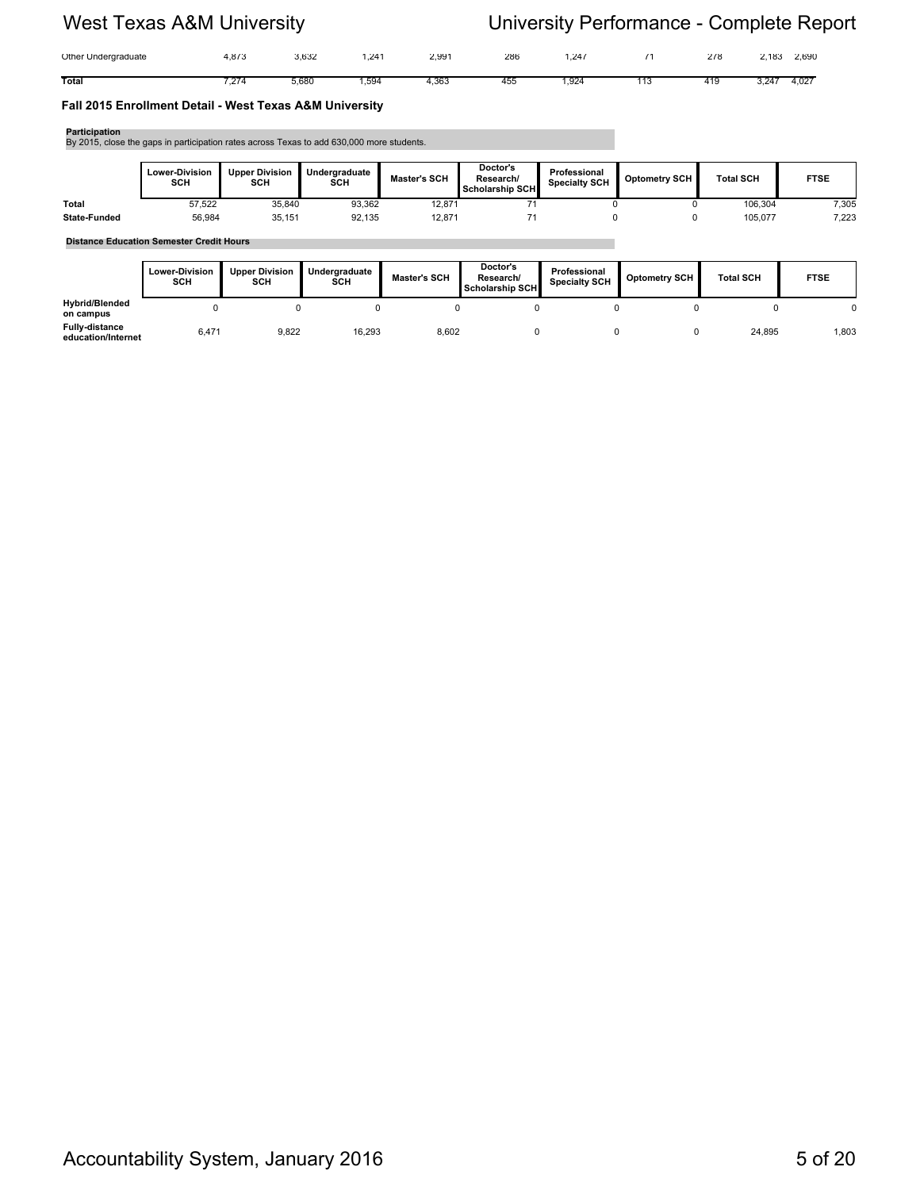| | | | | | | | | | |
|---|---|---|---|---|---|---|---|---|---|
| Other Undergraduate | 4,873 | 3,632 | 1,241 | 2,991 | 286 | 1,247 | 71 | 278 | 2,183 | 2,690 |
| **Total** | 7,274 | 5,680 | 1,594 | 4,363 | 455 | 1,924 | 113 | 419 | 3,247 | 4,027 |

### Fall 2015 Enrollment Detail - West Texas A&M University

**Participation**
By 2015, close the gaps in participation rates across Texas to add 630,000 more students.

| | Lower-Division SCH | Upper Division SCH | Undergraduate SCH | Master's SCH | Doctor's Research/ Scholarship SCH | Professional Specialty SCH | Optometry SCH | Total SCH | FTSE |
|---|---|---|---|---|---|---|---|---|---|
| **Total** | 57,522 | 35,840 | 93,362 | 12,871 | 71 | 0 | 0 | 106,304 | 7,305 |
| **State-Funded** | 56,984 | 35,151 | 92,135 | 12,871 | 71 | 0 | 0 | 105,077 | 7,223 |

**Distance Education Semester Credit Hours**

| | Lower-Division SCH | Upper Division SCH | Undergraduate SCH | Master's SCH | Doctor's Research/ Scholarship SCH | Professional Specialty SCH | Optometry SCH | Total SCH | FTSE |
|---|---|---|---|---|---|---|---|---|---|
| **Hybrid/Blended on campus** | 0 | 0 | 0 | 0 | 0 | 0 | 0 | 0 | 0 |
| **Fully-distance education/Internet** | 6,471 | 9,822 | 16,293 | 8,602 | 0 | 0 | 0 | 24,895 | 1,803 |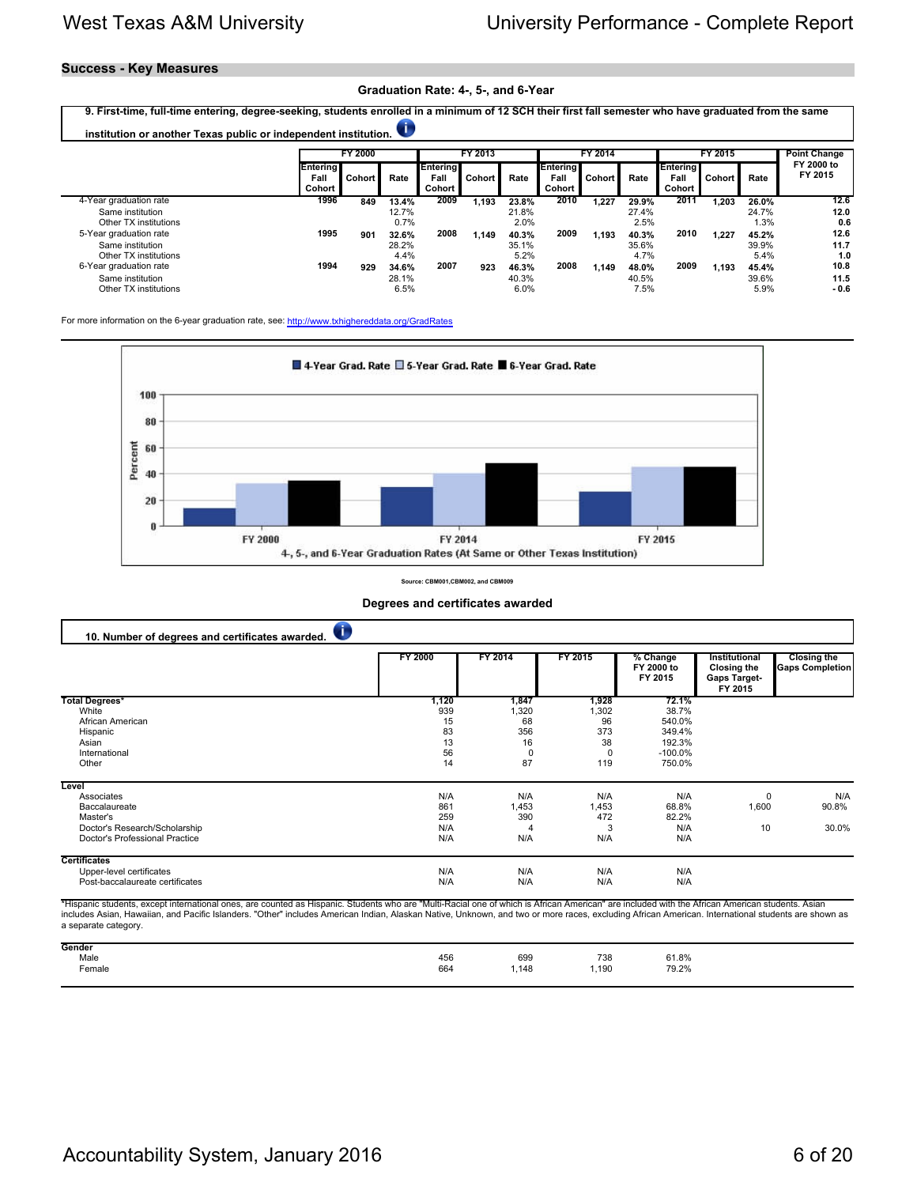## Success - Key Measures

### Graduation Rate: 4-, 5-, and 6-Year

**9. First-time, full-time entering, degree-seeking, students enrolled in a minimum of 12 SCH their first fall semester who have graduated from the same institution or another Texas public or independent institution.**

| | FY 2000 | | | FY 2013 | | | FY 2014 | | | FY 2015 | | | Point Change |
|---|---|---|---|---|---|---|---|---|---|---|---|---|---|
| | Entering Fall Cohort | Cohort | Rate | Entering Fall Cohort | Cohort | Rate | Entering Fall Cohort | Cohort | Rate | Entering Fall Cohort | Cohort | Rate | FY 2000 to FY 2015 |
| 4-Year graduation rate | 1996 | 849 | 13.4% | 2009 | 1,193 | 23.8% | 2010 | 1,227 | 29.9% | 2011 | 1,203 | 26.0% | 12.6 |
| Same institution | | | 12.7% | | | 21.8% | | | 27.4% | | | 24.7% | 12.0 |
| Other TX institutions | | | 0.7% | | | 2.0% | | | 2.5% | | | 1.3% | 0.6 |
| 5-Year graduation rate | 1995 | 901 | 32.6% | 2008 | 1,149 | 40.3% | 2009 | 1,193 | 40.3% | 2010 | 1,227 | 45.2% | 12.6 |
| Same institution | | | 28.2% | | | 35.1% | | | 35.6% | | | 39.9% | 11.7 |
| Other TX institutions | | | 4.4% | | | 5.2% | | | 4.7% | | | 5.4% | 1.0 |
| 6-Year graduation rate | 1994 | 929 | 34.6% | 2007 | 923 | 46.3% | 2008 | 1,149 | 48.0% | 2009 | 1,193 | 45.4% | 10.8 |
| Same institution | | | 28.1% | | | 40.3% | | | 40.5% | | | 39.6% | 11.5 |
| Other TX institutions | | | 6.5% | | | 6.0% | | | 7.5% | | | 5.9% | -0.6 |

For more information on the 6-year graduation rate, see: http://www.txhighereddata.org/GradRates

4-, 5-, and 6-Year Graduation Rates (At Same or Other Texas Institution)

Source: CBM001,CBM002, and CBM009

### Degrees and certificates awarded

**10. Number of degrees and certificates awarded.**

| | FY 2000 | FY 2014 | FY 2015 | % Change FY 2000 to FY 2015 | Institutional Closing the Gaps Target- FY 2015 | Closing the Gaps Completion |
|---|---|---|---|---|---|---|
| **Total Degrees*** | 1,120 | 1,847 | 1,928 | 72.1% | | |
| White | 939 | 1,320 | 1,302 | 38.7% | | |
| African American | 15 | 68 | 96 | 540.0% | | |
| Hispanic | 83 | 356 | 373 | 349.4% | | |
| Asian | 13 | 16 | 38 | 192.3% | | |
| International | 56 | 0 | 0 | -100.0% | | |
| Other | 14 | 87 | 119 | 750.0% | | |
| **Level** | | | | | | |
| Associates | N/A | N/A | N/A | N/A | 0 | N/A |
| Baccalaureate | 861 | 1,453 | 1,453 | 68.8% | 1,600 | 90.8% |
| Master's | 259 | 390 | 472 | 82.2% | | |
| Doctor's Research/Scholarship | N/A | 4 | 3 | N/A | 10 | 30.0% |
| Doctor's Professional Practice | N/A | N/A | N/A | N/A | | |
| **Certificates** | | | | | | |
| Upper-level certificates | N/A | N/A | N/A | N/A | | |
| Post-baccalaureate certificates | N/A | N/A | N/A | N/A | | |

*Hispanic students, except international ones, are counted as Hispanic. Students who are "Multi-Racial one of which is African American" are included with the African American students. Asian includes Asian, Hawaiian, and Pacific Islanders. "Other" includes American Indian, Alaskan Native, Unknown, and two or more races, excluding African American. International students are shown as a separate category.

| | FY 2000 | FY 2014 | FY 2015 | % Change FY 2000 to FY 2015 |
|---|---|---|---|---|
| **Gender** | | | | |
| Male | 456 | 699 | 738 | 61.8% |
| Female | 664 | 1,148 | 1,190 | 79.2% |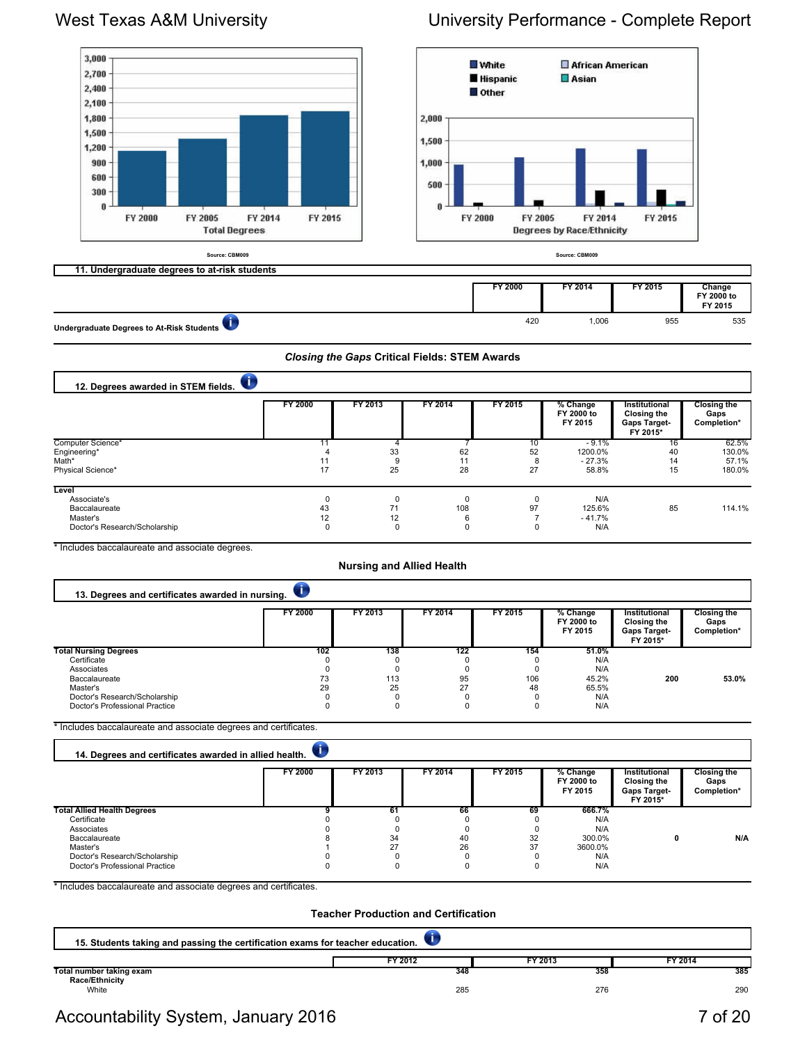Source: CBM009

Source: CBM009

## 11. Undergraduate degrees to at-risk students

| | FY 2000 | FY 2014 | FY 2015 | Change FY 2000 to FY 2015 |
|---|---|---|---|---|
| Undergraduate Degrees to At-Risk Students | 420 | 1,006 | 955 | 535 |

### *Closing the Gaps* Critical Fields: STEM Awards

## 12. Degrees awarded in STEM fields.

| | FY 2000 | FY 2013 | FY 2014 | FY 2015 | % Change FY 2000 to FY 2015 | Institutional Closing the Gaps Target-FY 2015* | Closing the Gaps Completion* |
|---|---|---|---|---|---|---|---|
| Computer Science* | 11 | 4 | 7 | 10 | - 9.1% | 16 | 62.5% |
| Engineering* | 4 | 33 | 62 | 52 | 1200.0% | 40 | 130.0% |
| Math* | 11 | 9 | 11 | 8 | - 27.3% | 14 | 57.1% |
| Physical Science* | 17 | 25 | 28 | 27 | 58.8% | 15 | 180.0% |
| **Level** | | | | | | | |
| Associate's | 0 | 0 | 0 | 0 | N/A | | |
| Baccalaureate | 43 | 71 | 108 | 97 | 125.6% | 85 | 114.1% |
| Master's | 12 | 12 | 6 | 7 | - 41.7% | | |
| Doctor's Research/Scholarship | 0 | 0 | 0 | 0 | N/A | | |

\* Includes baccalaureate and associate degrees.

### Nursing and Allied Health

## 13. Degrees and certificates awarded in nursing.

| | FY 2000 | FY 2013 | FY 2014 | FY 2015 | % Change FY 2000 to FY 2015 | Institutional Closing the Gaps Target-FY 2015* | Closing the Gaps Completion* |
|---|---|---|---|---|---|---|---|
| **Total Nursing Degrees** | **102** | **138** | **122** | **154** | **51.0%** | | |
| Certificate | 0 | 0 | 0 | 0 | N/A | | |
| Associates | 0 | 0 | 0 | 0 | N/A | | |
| Baccalaureate | 73 | 113 | 95 | 106 | 45.2% | **200** | **53.0%** |
| Master's | 29 | 25 | 27 | 48 | 65.5% | | |
| Doctor's Research/Scholarship | 0 | 0 | 0 | 0 | N/A | | |
| Doctor's Professional Practice | 0 | 0 | 0 | 0 | N/A | | |

\* Includes baccalaureate and associate degrees and certificates.

## 14. Degrees and certificates awarded in allied health.

| | FY 2000 | FY 2013 | FY 2014 | FY 2015 | % Change FY 2000 to FY 2015 | Institutional Closing the Gaps Target-FY 2015* | Closing the Gaps Completion* |
|---|---|---|---|---|---|---|---|
| **Total Allied Health Degrees** | **9** | **61** | **66** | **69** | **666.7%** | | |
| Certificate | 0 | 0 | 0 | 0 | N/A | | |
| Associates | 0 | 0 | 0 | 0 | N/A | | |
| Baccalaureate | 8 | 34 | 40 | 32 | 300.0% | **0** | **N/A** |
| Master's | 1 | 27 | 26 | 37 | 3600.0% | | |
| Doctor's Research/Scholarship | 0 | 0 | 0 | 0 | N/A | | |
| Doctor's Professional Practice | 0 | 0 | 0 | 0 | N/A | | |

\* Includes baccalaureate and associate degrees and certificates.

### Teacher Production and Certification

## 15. Students taking and passing the certification exams for teacher education.

| | FY 2012 | FY 2013 | FY 2014 |
|---|---|---|---|
| **Total number taking exam** | **348** | **358** | **385** |
| **Race/Ethnicity** | | | |
| White | 285 | 276 | 290 |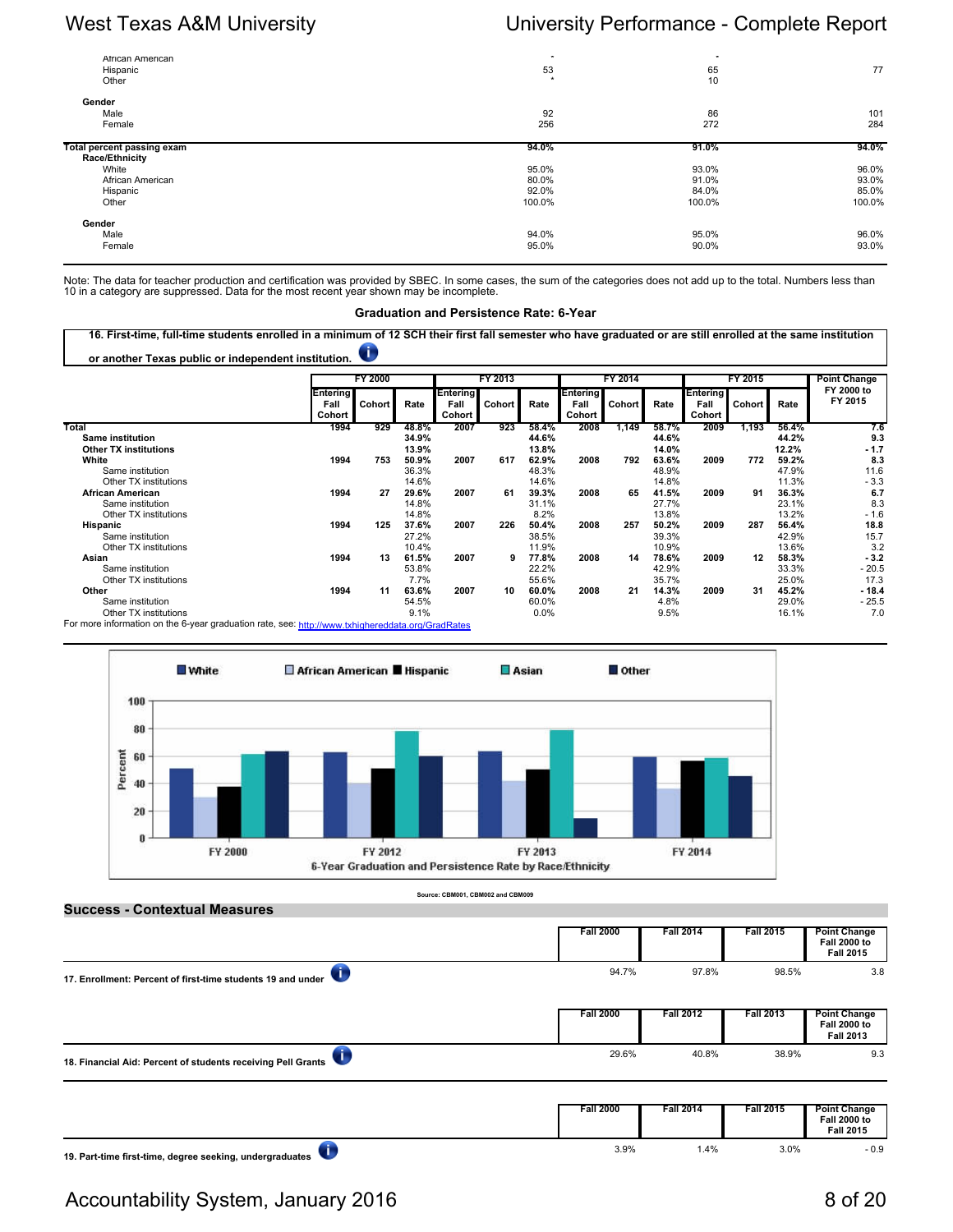| | | | |
|---|---|---|---|
| African American | * | * | |
| Hispanic | 53 | 65 | 77 |
| Other | * | 10 | |
| **Gender** | | | |
| Male | 92 | 86 | 101 |
| Female | 256 | 272 | 284 |
| **Total percent passing exam** | **94.0%** | **91.0%** | **94.0%** |
| **Race/Ethnicity** | | | |
| White | 95.0% | 93.0% | 96.0% |
| African American | 80.0% | 91.0% | 93.0% |
| Hispanic | 92.0% | 84.0% | 85.0% |
| Other | 100.0% | 100.0% | 100.0% |
| **Gender** | | | |
| Male | 94.0% | 95.0% | 96.0% |
| Female | 95.0% | 90.0% | 93.0% |

Note: The data for teacher production and certification was provided by SBEC. In some cases, the sum of the categories does not add up to the total. Numbers less than 10 in a category are suppressed. Data for the most recent year shown may be incomplete.

### Graduation and Persistence Rate: 6-Year

**16. First-time, full-time students enrolled in a minimum of 12 SCH their first fall semester who have graduated or are still enrolled at the same institution or another Texas public or independent institution.**

| | FY 2000 | | | FY 2013 | | | FY 2014 | | | FY 2015 | | | Point Change FY 2000 to FY 2015 |
|---|---|---|---|---|---|---|---|---|---|---|---|---|---|
| | Entering Fall Cohort | Cohort | Rate | Entering Fall Cohort | Cohort | Rate | Entering Fall Cohort | Cohort | Rate | Entering Fall Cohort | Cohort | Rate | |
| **Total** | 1994 | 929 | 48.8% | 2007 | 923 | 58.4% | 2008 | 1,149 | 58.7% | 2009 | 1,193 | 56.4% | 7.6 |
| **Same institution** | | | 34.9% | | | 44.6% | | | 44.6% | | | 44.2% | 9.3 |
| **Other TX institutions** | | | 13.9% | | | 13.8% | | | 14.0% | | | 12.2% | - 1.7 |
| **White** | 1994 | 753 | 50.9% | 2007 | 617 | 62.9% | 2008 | 792 | 63.6% | 2009 | 772 | 59.2% | 8.3 |
| Same institution | | | 36.3% | | | 48.3% | | | 48.9% | | | 47.9% | 11.6 |
| Other TX institutions | | | 14.6% | | | 14.6% | | | 14.8% | | | 11.3% | - 3.3 |
| **African American** | 1994 | 27 | 29.6% | 2007 | 61 | 39.3% | 2008 | 65 | 41.5% | 2009 | 91 | 36.3% | 6.7 |
| Same institution | | | 14.8% | | | 31.1% | | | 27.7% | | | 23.1% | 8.3 |
| Other TX institutions | | | 14.8% | | | 8.2% | | | 13.8% | | | 13.2% | - 1.6 |
| **Hispanic** | 1994 | 125 | 37.6% | 2007 | 226 | 50.4% | 2008 | 257 | 50.2% | 2009 | 287 | 56.4% | 18.8 |
| Same institution | | | 27.2% | | | 38.5% | | | 39.3% | | | 42.9% | 15.7 |
| Other TX institutions | | | 10.4% | | | 11.9% | | | 10.9% | | | 13.6% | 3.2 |
| **Asian** | 1994 | 13 | 61.5% | 2007 | 9 | 77.8% | 2008 | 14 | 78.6% | 2009 | 12 | 58.3% | - 3.2 |
| Same institution | | | 53.8% | | | 22.2% | | | 42.9% | | | 33.3% | - 20.5 |
| Other TX institutions | | | 7.7% | | | 55.6% | | | 35.7% | | | 25.0% | 17.3 |
| **Other** | 1994 | 11 | 63.6% | 2007 | 10 | 60.0% | 2008 | 21 | 14.3% | 2009 | 31 | 45.2% | - 18.4 |
| Same institution | | | 54.5% | | | 60.0% | | | 4.8% | | | 29.0% | - 25.5 |
| Other TX institutions | | | 9.1% | | | 0.0% | | | 9.5% | | | 16.1% | 7.0 |

For more information on the 6-year graduation rate, see: http://www.txhighereddata.org/GradRates

6-Year Graduation and Persistence Rate by Race/Ethnicity

Source: CBM001, CBM002 and CBM009

## Success - Contextual Measures

| | Fall 2000 | Fall 2014 | Fall 2015 | Point Change Fall 2000 to Fall 2015 |
|---|---|---|---|---|
| **17. Enrollment: Percent of first-time students 19 and under** | 94.7% | 97.8% | 98.5% | 3.8 |

| | Fall 2000 | Fall 2012 | Fall 2013 | Point Change Fall 2000 to Fall 2013 |
|---|---|---|---|---|
| **18. Financial Aid: Percent of students receiving Pell Grants** | 29.6% | 40.8% | 38.9% | 9.3 |

| | Fall 2000 | Fall 2014 | Fall 2015 | Point Change Fall 2000 to Fall 2015 |
|---|---|---|---|---|
| **19. Part-time first-time, degree seeking, undergraduates** | 3.9% | 1.4% | 3.0% | - 0.9 |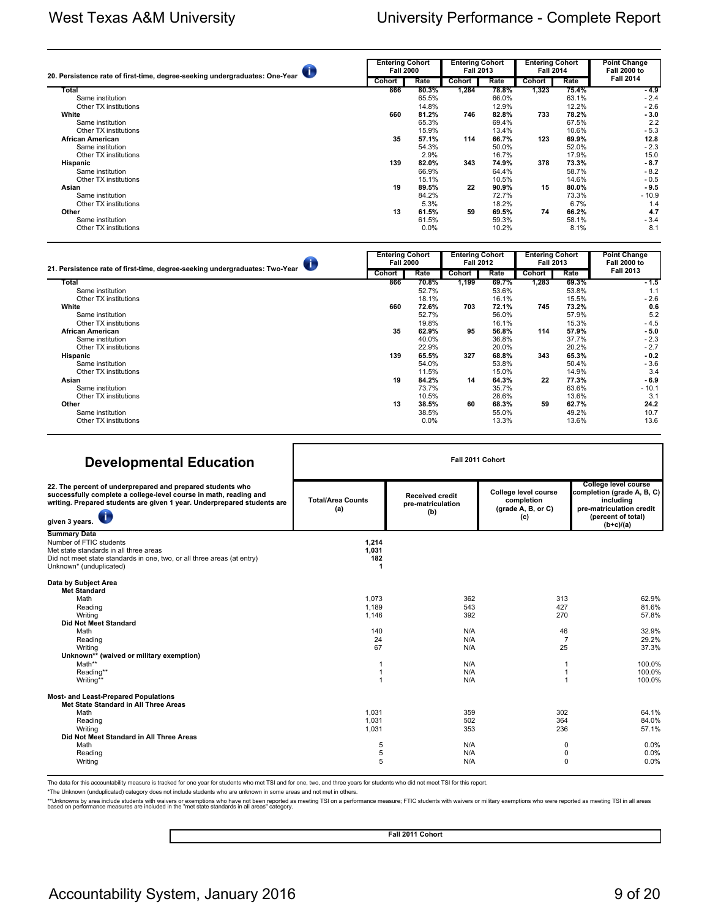## 20. Persistence rate of first-time, degree-seeking undergraduates: One-Year

| | Entering Cohort Fall 2000 | | Entering Cohort Fall 2013 | | Entering Cohort Fall 2014 | | Point Change Fall 2000 to Fall 2014 |
|---|---|---|---|---|---|---|---|
| | Cohort | Rate | Cohort | Rate | Cohort | Rate | |
| **Total** | **866** | **80.3%** | **1,284** | **78.8%** | **1,323** | **75.4%** | **- 4.9** |
| Same institution | | 65.5% | | 66.0% | | 63.1% | - 2.4 |
| Other TX institutions | | 14.8% | | 12.9% | | 12.2% | - 2.6 |
| **White** | **660** | **81.2%** | **746** | **82.8%** | **733** | **78.2%** | **- 3.0** |
| Same institution | | 65.3% | | 69.4% | | 67.5% | 2.2 |
| Other TX institutions | | 15.9% | | 13.4% | | 10.6% | - 5.3 |
| **African American** | **35** | **57.1%** | **114** | **66.7%** | **123** | **69.9%** | **12.8** |
| Same institution | | 54.3% | | 50.0% | | 52.0% | - 2.3 |
| Other TX institutions | | 2.9% | | 16.7% | | 17.9% | 15.0 |
| **Hispanic** | **139** | **82.0%** | **343** | **74.9%** | **378** | **73.3%** | **- 8.7** |
| Same institution | | 66.9% | | 64.4% | | 58.7% | - 8.2 |
| Other TX institutions | | 15.1% | | 10.5% | | 14.6% | - 0.5 |
| **Asian** | **19** | **89.5%** | **22** | **90.9%** | **15** | **80.0%** | **- 9.5** |
| Same institution | | 84.2% | | 72.7% | | 73.3% | - 10.9 |
| Other TX institutions | | 5.3% | | 18.2% | | 6.7% | 1.4 |
| **Other** | **13** | **61.5%** | **59** | **69.5%** | **74** | **66.2%** | **4.7** |
| Same institution | | 61.5% | | 59.3% | | 58.1% | - 3.4 |
| Other TX institutions | | 0.0% | | 10.2% | | 8.1% | 8.1 |

## 21. Persistence rate of first-time, degree-seeking undergraduates: Two-Year

| | Entering Cohort Fall 2000 | | Entering Cohort Fall 2012 | | Entering Cohort Fall 2013 | | Point Change Fall 2000 to Fall 2013 |
|---|---|---|---|---|---|---|---|
| | Cohort | Rate | Cohort | Rate | Cohort | Rate | |
| **Total** | **866** | **70.8%** | **1,199** | **69.7%** | **1,283** | **69.3%** | **- 1.5** |
| Same institution | | 52.7% | | 53.6% | | 53.8% | 1.1 |
| Other TX institutions | | 18.1% | | 16.1% | | 15.5% | - 2.6 |
| **White** | **660** | **72.6%** | **703** | **72.1%** | **745** | **73.2%** | **0.6** |
| Same institution | | 52.7% | | 56.0% | | 57.9% | 5.2 |
| Other TX institutions | | 19.8% | | 16.1% | | 15.3% | - 4.5 |
| **African American** | **35** | **62.9%** | **95** | **56.8%** | **114** | **57.9%** | **- 5.0** |
| Same institution | | 40.0% | | 36.8% | | 37.7% | - 2.3 |
| Other TX institutions | | 22.9% | | 20.0% | | 20.2% | - 2.7 |
| **Hispanic** | **139** | **65.5%** | **327** | **68.8%** | **343** | **65.3%** | **- 0.2** |
| Same institution | | 54.0% | | 53.8% | | 50.4% | - 3.6 |
| Other TX institutions | | 11.5% | | 15.0% | | 14.9% | 3.4 |
| **Asian** | **19** | **84.2%** | **14** | **64.3%** | **22** | **77.3%** | **- 6.9** |
| Same institution | | 73.7% | | 35.7% | | 63.6% | - 10.1 |
| Other TX institutions | | 10.5% | | 28.6% | | 13.6% | 3.1 |
| **Other** | **13** | **38.5%** | **60** | **68.3%** | **59** | **62.7%** | **24.2** |
| Same institution | | 38.5% | | 55.0% | | 49.2% | 10.7 |
| Other TX institutions | | 0.0% | | 13.3% | | 13.6% | 13.6 |

## Developmental Education

**22. The percent of underprepared and prepared students who successfully complete a college-level course in math, reading and writing. Prepared students are given 1 year. Underprepared students are given 3 years.**

| Fall 2011 Cohort | Total/Area Counts (a) | Received credit pre-matriculation (b) | College level course completion (grade A, B, or C) (c) | College level course completion (grade A, B, C) including pre-matriculation credit (percent of total) (b+c)/(a) |
|---|---|---|---|---|
| **Summary Data** | | | | |
| Number of FTIC students | **1,214** | | | |
| Met state standards in all three areas | **1,031** | | | |
| Did not meet state standards in one, two, or all three areas (at entry) | **182** | | | |
| Unknown* (unduplicated) | **1** | | | |
| **Data by Subject Area** | | | | |
| **Met Standard** | | | | |
| Math | 1,073 | 362 | 313 | 62.9% |
| Reading | 1,189 | 543 | 427 | 81.6% |
| Writing | 1,146 | 392 | 270 | 57.8% |
| **Did Not Meet Standard** | | | | |
| Math | 140 | N/A | 46 | 32.9% |
| Reading | 24 | N/A | 7 | 29.2% |
| Writing | 67 | N/A | 25 | 37.3% |
| **Unknown** (waived or military exemption)** | | | | |
| Math** | 1 | N/A | 1 | 100.0% |
| Reading** | 1 | N/A | 1 | 100.0% |
| Writing** | 1 | N/A | 1 | 100.0% |
| **Most- and Least-Prepared Populations** | | | | |
| **Met State Standard in All Three Areas** | | | | |
| Math | 1,031 | 359 | 302 | 64.1% |
| Reading | 1,031 | 502 | 364 | 84.0% |
| Writing | 1,031 | 353 | 236 | 57.1% |
| **Did Not Meet Standard in All Three Areas** | | | | |
| Math | 5 | N/A | 0 | 0.0% |
| Reading | 5 | N/A | 0 | 0.0% |
| Writing | 5 | N/A | 0 | 0.0% |

The data for this accountability measure is tracked for one year for students who met TSI and for one, two, and three years for students who did not meet TSI for this report.

*The Unknown (unduplicated) category does not include students who are unknown in some areas and not met in others.

**Unknowns by area include students with waivers or exemptions who have not been reported as meeting TSI on a performance measure; FTIC students with waivers or military exemptions who were reported as meeting TSI in all areas based on performance measures are included in the "met state standards in all areas" category.

**Fall 2011 Cohort**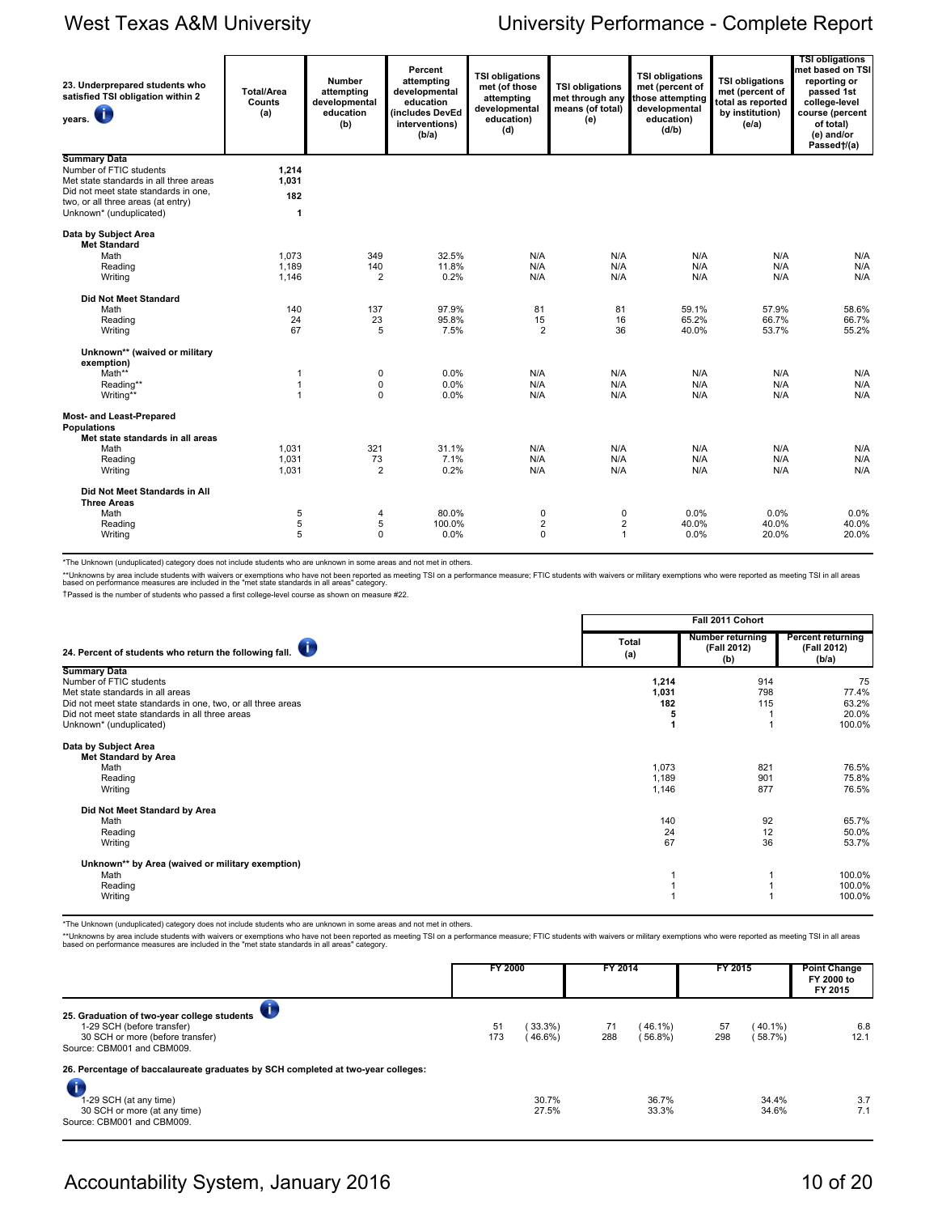| 23. Underprepared students who satisfied TSI obligation within 2 years. | Total/Area Counts (a) | Number attempting developmental education (b) | Percent attempting developmental education (includes DevEd interventions) (b/a) | TSI obligations met (of those attempting developmental education) (d) | TSI obligations met through any means (of total) (e) | TSI obligations met (percent of those attempting developmental education) (d/b) | TSI obligations met (percent of total as reported by institution) (e/a) | TSI obligations met based on TSI reporting or passed 1st college-level course (percent of total) (e) and/or Passed†/(a) |
|---|---|---|---|---|---|---|---|---|
| **Summary Data** | | | | | | | | |
| Number of FTIC students | **1,214** | | | | | | | |
| Met state standards in all three areas | **1,031** | | | | | | | |
| Did not meet state standards in one, two, or all three areas (at entry) | **182** | | | | | | | |
| Unknown* (unduplicated) | **1** | | | | | | | |
| **Data by Subject Area** | | | | | | | | |
| **Met Standard** | | | | | | | | |
| Math | 1,073 | 349 | 32.5% | N/A | N/A | N/A | N/A | N/A |
| Reading | 1,189 | 140 | 11.8% | N/A | N/A | N/A | N/A | N/A |
| Writing | 1,146 | 2 | 0.2% | N/A | N/A | N/A | N/A | N/A |
| **Did Not Meet Standard** | | | | | | | | |
| Math | 140 | 137 | 97.9% | 81 | 81 | 59.1% | 57.9% | 58.6% |
| Reading | 24 | 23 | 95.8% | 15 | 16 | 65.2% | 66.7% | 66.7% |
| Writing | 67 | 5 | 7.5% | 2 | 36 | 40.0% | 53.7% | 55.2% |
| **Unknown** (waived or military exemption)** | | | | | | | | |
| Math** | 1 | 0 | 0.0% | N/A | N/A | N/A | N/A | N/A |
| Reading** | 1 | 0 | 0.0% | N/A | N/A | N/A | N/A | N/A |
| Writing** | 1 | 0 | 0.0% | N/A | N/A | N/A | N/A | N/A |
| **Most- and Least-Prepared Populations** | | | | | | | | |
| **Met state standards in all areas** | | | | | | | | |
| Math | 1,031 | 321 | 31.1% | N/A | N/A | N/A | N/A | N/A |
| Reading | 1,031 | 73 | 7.1% | N/A | N/A | N/A | N/A | N/A |
| Writing | 1,031 | 2 | 0.2% | N/A | N/A | N/A | N/A | N/A |
| **Did Not Meet Standards in All Three Areas** | | | | | | | | |
| Math | 5 | 4 | 80.0% | 0 | 0 | 0.0% | 0.0% | 0.0% |
| Reading | 5 | 5 | 100.0% | 2 | 2 | 40.0% | 40.0% | 40.0% |
| Writing | 5 | 0 | 0.0% | 0 | 1 | 0.0% | 20.0% | 20.0% |

*The Unknown (unduplicated) category does not include students who are unknown in some areas and not met in others.

**Unknowns by area include students with waivers or exemptions who have not been reported as meeting TSI on a performance measure; FTIC students with waivers or military exemptions who were reported as meeting TSI in all areas based on performance measures are included in the "met state standards in all areas" category.

†Passed is the number of students who passed a first college-level course as shown on measure #22.

| 24. Percent of students who return the following fall. | Fall 2011 Cohort Total (a) | Number returning (Fall 2012) (b) | Percent returning (Fall 2012) (b/a) |
|---|---|---|---|
| **Summary Data** | | | |
| Number of FTIC students | **1,214** | 914 | 75 |
| Met state standards in all areas | **1,031** | 798 | 77.4% |
| Did not meet state standards in one, two, or all three areas | **182** | 115 | 63.2% |
| Did not meet state standards in all three areas | **5** | 1 | 20.0% |
| Unknown* (unduplicated) | **1** | 1 | 100.0% |
| **Data by Subject Area** | | | |
| **Met Standard by Area** | | | |
| Math | 1,073 | 821 | 76.5% |
| Reading | 1,189 | 901 | 75.8% |
| Writing | 1,146 | 877 | 76.5% |
| **Did Not Meet Standard by Area** | | | |
| Math | 140 | 92 | 65.7% |
| Reading | 24 | 12 | 50.0% |
| Writing | 67 | 36 | 53.7% |
| **Unknown** by Area (waived or military exemption)** | | | |
| Math | 1 | 1 | 100.0% |
| Reading | 1 | 1 | 100.0% |
| Writing | 1 | 1 | 100.0% |

*The Unknown (unduplicated) category does not include students who are unknown in some areas and not met in others.

**Unknowns by area include students with waivers or exemptions who have not been reported as meeting TSI on a performance measure; FTIC students with waivers or military exemptions who were reported as meeting TSI in all areas based on performance measures are included in the "met state standards in all areas" category.

| | FY 2000 | | FY 2014 | | FY 2015 | | Point Change FY 2000 to FY 2015 |
|---|---|---|---|---|---|---|---|
| **25. Graduation of two-year college students** | | | | | | | |
| 1-29 SCH (before transfer) | 51 | (33.3%) | 71 | (46.1%) | 57 | (40.1%) | 6.8 |
| 30 SCH or more (before transfer) | 173 | (46.6%) | 288 | (56.8%) | 298 | (58.7%) | 12.1 |
| Source: CBM001 and CBM009. | | | | | | | |
| **26. Percentage of baccalaureate graduates by SCH completed at two-year colleges:** | | | | | | | |
| 1-29 SCH (at any time) | | 30.7% | | 36.7% | | 34.4% | 3.7 |
| 30 SCH or more (at any time) | | 27.5% | | 33.3% | | 34.6% | 7.1 |
| Source: CBM001 and CBM009. | | | | | | | |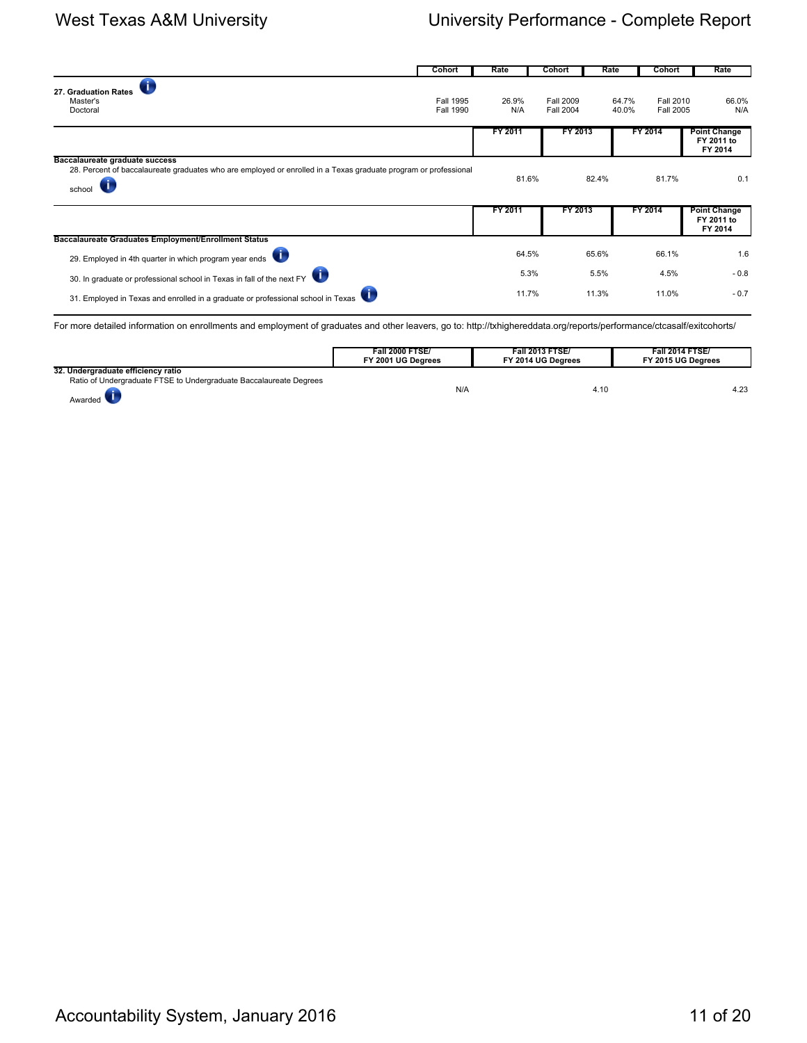| | Cohort | Rate | Cohort | Rate | Cohort | Rate |
|---|---|---|---|---|---|---|
| **27. Graduation Rates** | | | | | | |
| Master's | Fall 1995 | 26.9% | Fall 2009 | 64.7% | Fall 2010 | 66.0% |
| Doctoral | Fall 1990 | N/A | Fall 2004 | 40.0% | Fall 2005 | N/A |

| | FY 2011 | FY 2013 | FY 2014 | Point Change FY 2011 to FY 2014 |
|---|---|---|---|---|
| **Baccalaureate graduate success** | | | | |
| 28. Percent of baccalaureate graduates who are employed or enrolled in a Texas graduate program or professional school | 81.6% | 82.4% | 81.7% | 0.1 |

| | FY 2011 | FY 2013 | FY 2014 | Point Change FY 2011 to FY 2014 |
|---|---|---|---|---|
| **Baccalaureate Graduates Employment/Enrollment Status** | | | | |
| 29. Employed in 4th quarter in which program year ends | 64.5% | 65.6% | 66.1% | 1.6 |
| 30. In graduate or professional school in Texas in fall of the next FY | 5.3% | 5.5% | 4.5% | - 0.8 |
| 31. Employed in Texas and enrolled in a graduate or professional school in Texas | 11.7% | 11.3% | 11.0% | - 0.7 |

For more detailed information on enrollments and employment of graduates and other leavers, go to: http://txhighereddata.org/reports/performance/ctcasalf/exitcohorts/

| | Fall 2000 FTSE/ FY 2001 UG Degrees | Fall 2013 FTSE/ FY 2014 UG Degrees | Fall 2014 FTSE/ FY 2015 UG Degrees |
|---|---|---|---|
| **32. Undergraduate efficiency ratio** | | | |
| Ratio of Undergraduate FTSE to Undergraduate Baccalaureate Degrees Awarded | N/A | 4.10 | 4.23 |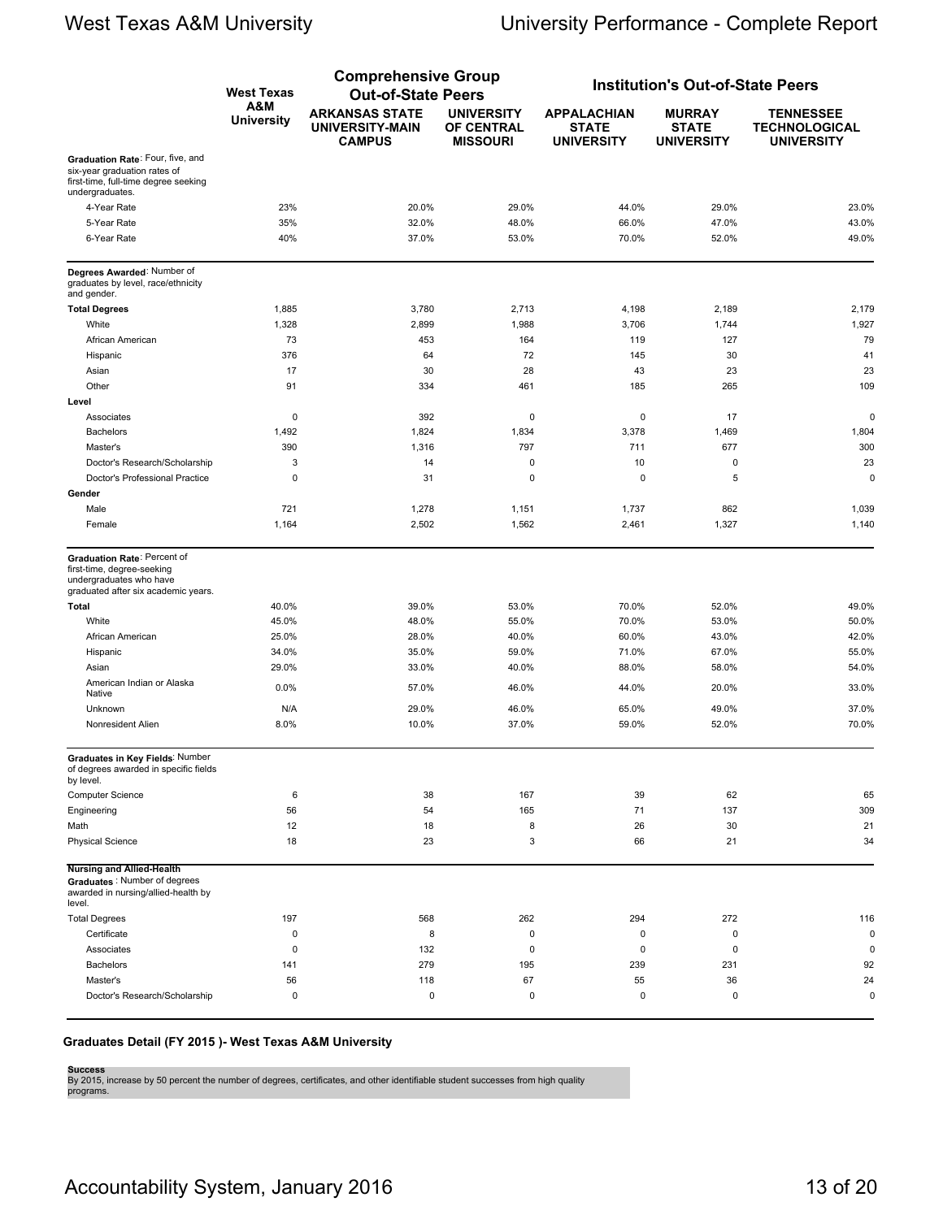| | West Texas A&M University | Comprehensive Group Out-of-State Peers | | Institution's Out-of-State Peers | | |
|---|---|---|---|---|---|---|
| | | ARKANSAS STATE UNIVERSITY-MAIN CAMPUS | UNIVERSITY OF CENTRAL MISSOURI | APPALACHIAN STATE UNIVERSITY | MURRAY STATE UNIVERSITY | TENNESSEE TECHNOLOGICAL UNIVERSITY |
| **Graduation Rate**: Four, five, and six-year graduation rates of first-time, full-time degree seeking undergraduates. | | | | | | |
| 4-Year Rate | 23% | 20.0% | 29.0% | 44.0% | 29.0% | 23.0% |
| 5-Year Rate | 35% | 32.0% | 48.0% | 66.0% | 47.0% | 43.0% |
| 6-Year Rate | 40% | 37.0% | 53.0% | 70.0% | 52.0% | 49.0% |
| **Degrees Awarded**: Number of graduates by level, race/ethnicity and gender. | | | | | | |
| **Total Degrees** | 1,885 | 3,780 | 2,713 | 4,198 | 2,189 | 2,179 |
| White | 1,328 | 2,899 | 1,988 | 3,706 | 1,744 | 1,927 |
| African American | 73 | 453 | 164 | 119 | 127 | 79 |
| Hispanic | 376 | 64 | 72 | 145 | 30 | 41 |
| Asian | 17 | 30 | 28 | 43 | 23 | 23 |
| Other | 91 | 334 | 461 | 185 | 265 | 109 |
| **Level** | | | | | | |
| Associates | 0 | 392 | 0 | 0 | 17 | 0 |
| Bachelors | 1,492 | 1,824 | 1,834 | 3,378 | 1,469 | 1,804 |
| Master's | 390 | 1,316 | 797 | 711 | 677 | 300 |
| Doctor's Research/Scholarship | 3 | 14 | 0 | 10 | 0 | 23 |
| Doctor's Professional Practice | 0 | 31 | 0 | 0 | 5 | 0 |
| **Gender** | | | | | | |
| Male | 721 | 1,278 | 1,151 | 1,737 | 862 | 1,039 |
| Female | 1,164 | 2,502 | 1,562 | 2,461 | 1,327 | 1,140 |
| **Graduation Rate**: Percent of first-time, degree-seeking undergraduates who have graduated after six academic years. | | | | | | |
| **Total** | 40.0% | 39.0% | 53.0% | 70.0% | 52.0% | 49.0% |
| White | 45.0% | 48.0% | 55.0% | 70.0% | 53.0% | 50.0% |
| African American | 25.0% | 28.0% | 40.0% | 60.0% | 43.0% | 42.0% |
| Hispanic | 34.0% | 35.0% | 59.0% | 71.0% | 67.0% | 55.0% |
| Asian | 29.0% | 33.0% | 40.0% | 88.0% | 58.0% | 54.0% |
| American Indian or Alaska Native | 0.0% | 57.0% | 46.0% | 44.0% | 20.0% | 33.0% |
| Unknown | N/A | 29.0% | 46.0% | 65.0% | 49.0% | 37.0% |
| Nonresident Alien | 8.0% | 10.0% | 37.0% | 59.0% | 52.0% | 70.0% |
| **Graduates in Key Fields**: Number of degrees awarded in specific fields by level. | | | | | | |
| Computer Science | 6 | 38 | 167 | 39 | 62 | 65 |
| Engineering | 56 | 54 | 165 | 71 | 137 | 309 |
| Math | 12 | 18 | 8 | 26 | 30 | 21 |
| Physical Science | 18 | 23 | 3 | 66 | 21 | 34 |
| **Nursing and Allied-Health Graduates**: Number of degrees awarded in nursing/allied-health by level. | | | | | | |
| Total Degrees | 197 | 568 | 262 | 294 | 272 | 116 |
| Certificate | 0 | 8 | 0 | 0 | 0 | 0 |
| Associates | 0 | 132 | 0 | 0 | 0 | 0 |
| Bachelors | 141 | 279 | 195 | 239 | 231 | 92 |
| Master's | 56 | 118 | 67 | 55 | 36 | 24 |
| Doctor's Research/Scholarship | 0 | 0 | 0 | 0 | 0 | 0 |

### Graduates Detail (FY 2015 )- West Texas A&M University

**Success**
By 2015, increase by 50 percent the number of degrees, certificates, and other identifiable student successes from high quality programs.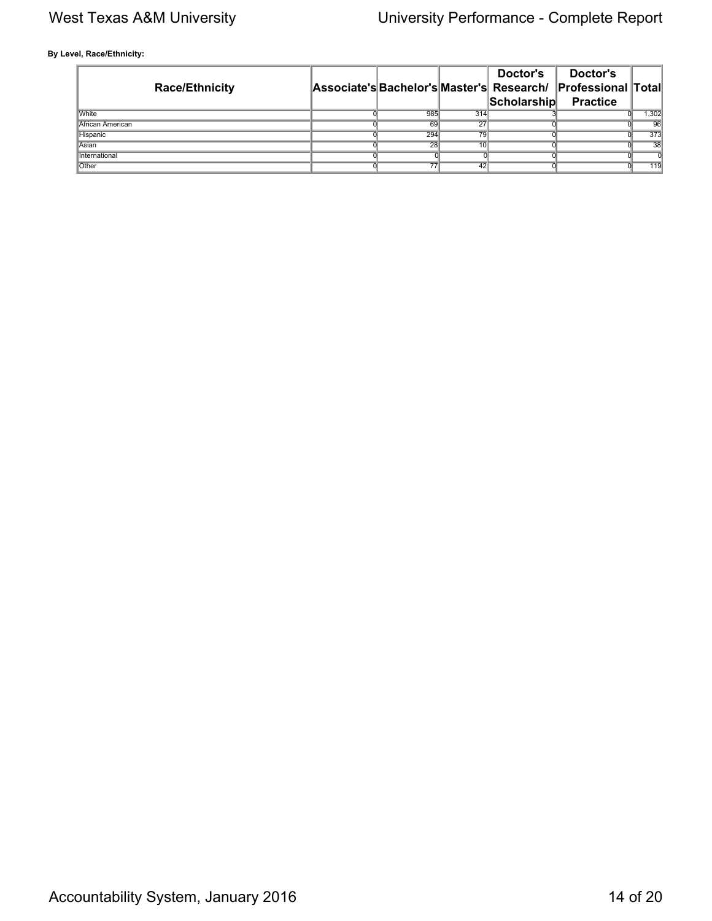**By Level, Race/Ethnicity:**

| Race/Ethnicity | Associate's | Bachelor's | Master's | Doctor's Research/ Scholarship | Doctor's Professional Practice | Total |
|---|---|---|---|---|---|---|
| White | 0 | 985 | 314 | 3 | 0 | 1,302 |
| African American | 0 | 69 | 27 | 0 | 0 | 96 |
| Hispanic | 0 | 294 | 79 | 0 | 0 | 373 |
| Asian | 0 | 28 | 10 | 0 | 0 | 38 |
| International | 0 | 0 | 0 | 0 | 0 | 0 |
| Other | 0 | 77 | 42 | 0 | 0 | 119 |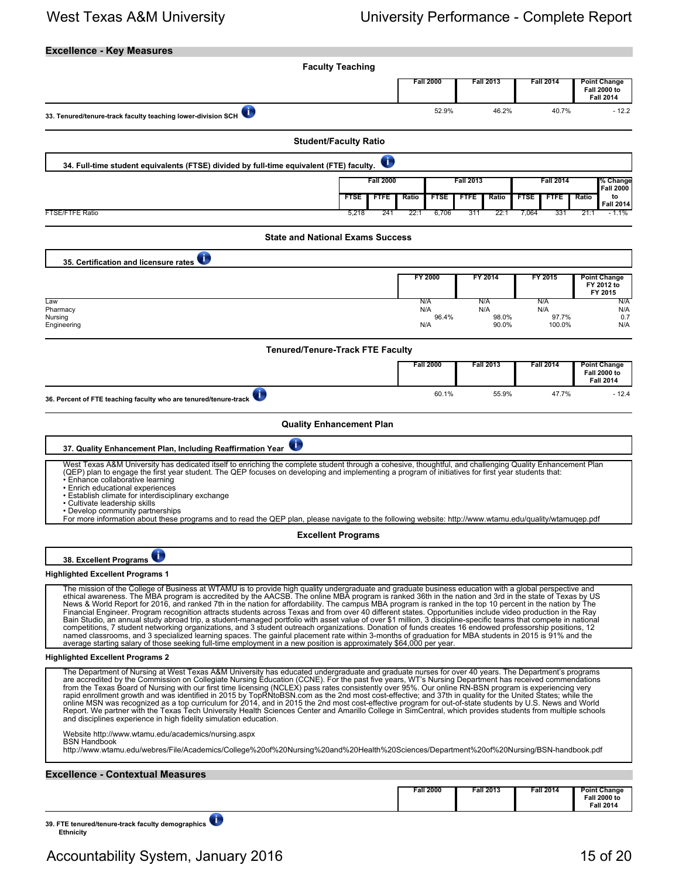## Excellence - Key Measures

### Faculty Teaching

| | Fall 2000 | Fall 2013 | Fall 2014 | Point Change Fall 2000 to Fall 2014 |
|---|---|---|---|---|
| 33. Tenured/tenure-track faculty teaching lower-division SCH | 52.9% | 46.2% | 40.7% | - 12.2 |

### Student/Faculty Ratio

**34. Full-time student equivalents (FTSE) divided by full-time equivalent (FTE) faculty.**

| | Fall 2000 | | | Fall 2013 | | | Fall 2014 | | | % Change Fall 2000 to Fall 2014 |
|---|---|---|---|---|---|---|---|---|---|---|
| | FTSE | FTFE | Ratio | FTSE | FTFE | Ratio | FTSE | FTFE | Ratio | |
| FTSE/FTFE Ratio | 5,218 | 241 | 22:1 | 6,706 | 311 | 22:1 | 7,064 | 331 | 21:1 | - 1.1% |

### State and National Exams Success

**35. Certification and licensure rates**

| | FY 2000 | FY 2014 | FY 2015 | Point Change FY 2012 to FY 2015 |
|---|---|---|---|---|
| Law | N/A | N/A | N/A | N/A |
| Pharmacy | N/A | N/A | N/A | N/A |
| Nursing | 96.4% | 98.0% | 97.7% | 0.7 |
| Engineering | N/A | 90.0% | 100.0% | N/A |

### Tenured/Tenure-Track FTE Faculty

| | Fall 2000 | Fall 2013 | Fall 2014 | Point Change Fall 2000 to Fall 2014 |
|---|---|---|---|---|
| 36. Percent of FTE teaching faculty who are tenured/tenure-track | 60.1% | 55.9% | 47.7% | - 12.4 |

### Quality Enhancement Plan

**37. Quality Enhancement Plan, Including Reaffirmation Year**

West Texas A&M University has dedicated itself to enriching the complete student through a cohesive, thoughtful, and challenging Quality Enhancement Plan (QEP) plan to engage the first year student. The QEP focuses on developing and implementing a program of initiatives for first year students that:

- Enhance collaborative learning
- Enrich educational experiences
- Establish climate for interdisciplinary exchange
- Cultivate leadership skills
- Develop community partnerships

For more information about these programs and to read the QEP plan, please navigate to the following website: http://www.wtamu.edu/quality/wtamuqep.pdf

### Excellent Programs

**38. Excellent Programs**

**Highlighted Excellent Programs 1**

The mission of the College of Business at WTAMU is to provide high quality undergraduate and graduate business education with a global perspective and ethical awareness. The MBA program is accredited by the AACSB. The online MBA program is ranked 36th in the nation and 3rd in the state of Texas by US News & World Report for 2016, and ranked 7th in the nation for affordability. The campus MBA program is ranked in the top 10 percent in the nation by The Financial Engineer. Program recognition attracts students across Texas and from over 40 different states. Opportunities include video production in the Ray Bain Studio, an annual study abroad trip, a student-managed portfolio with asset value of over $1 million, 3 discipline-specific teams that compete in national competitions, 7 student networking organizations, and 3 student outreach organizations. Donation of funds creates 16 endowed professorship positions, 12 named classrooms, and 3 specialized learning spaces. The gainful placement rate within 3-months of graduation for MBA students in 2015 is 91% and the average starting salary of those seeking full-time employment in a new position is approximately $64,000 per year.

**Highlighted Excellent Programs 2**

The Department of Nursing at West Texas A&M University has educated undergraduate and graduate nurses for over 40 years. The Department's programs are accredited by the Commission on Collegiate Nursing Education (CCNE). For the past five years, WT's Nursing Department has received commendations from the Texas Board of Nursing with our first time licensing (NCLEX) pass rates consistently over 95%. Our online RN-BSN program is experiencing very rapid enrollment growth and was identified in 2015 by TopRNtoBSN.com as the 2nd most cost-effective; and 37th in quality for the United States; while the online MSN was recognized as a top curriculum for 2014, and in 2015 the 2nd most cost-effective program for out-of-state students by U.S. News and World Report. We partner with the Texas Tech University Health Sciences Center and Amarillo College in SimCentral, which provides students from multiple schools and disciplines experience in high fidelity simulation education.

Website http://www.wtamu.edu/academics/nursing.aspx
BSN Handbook
http://www.wtamu.edu/webres/File/Academics/College%20of%20Nursing%20and%20Health%20Sciences/Department%20of%20Nursing/BSN-handbook.pdf

## Excellence - Contextual Measures

| | Fall 2000 | Fall 2013 | Fall 2014 | Point Change Fall 2000 to Fall 2014 |
|---|---|---|---|---|
| 39. FTE tenured/tenure-track faculty demographics | | | | |
| Ethnicity | | | | |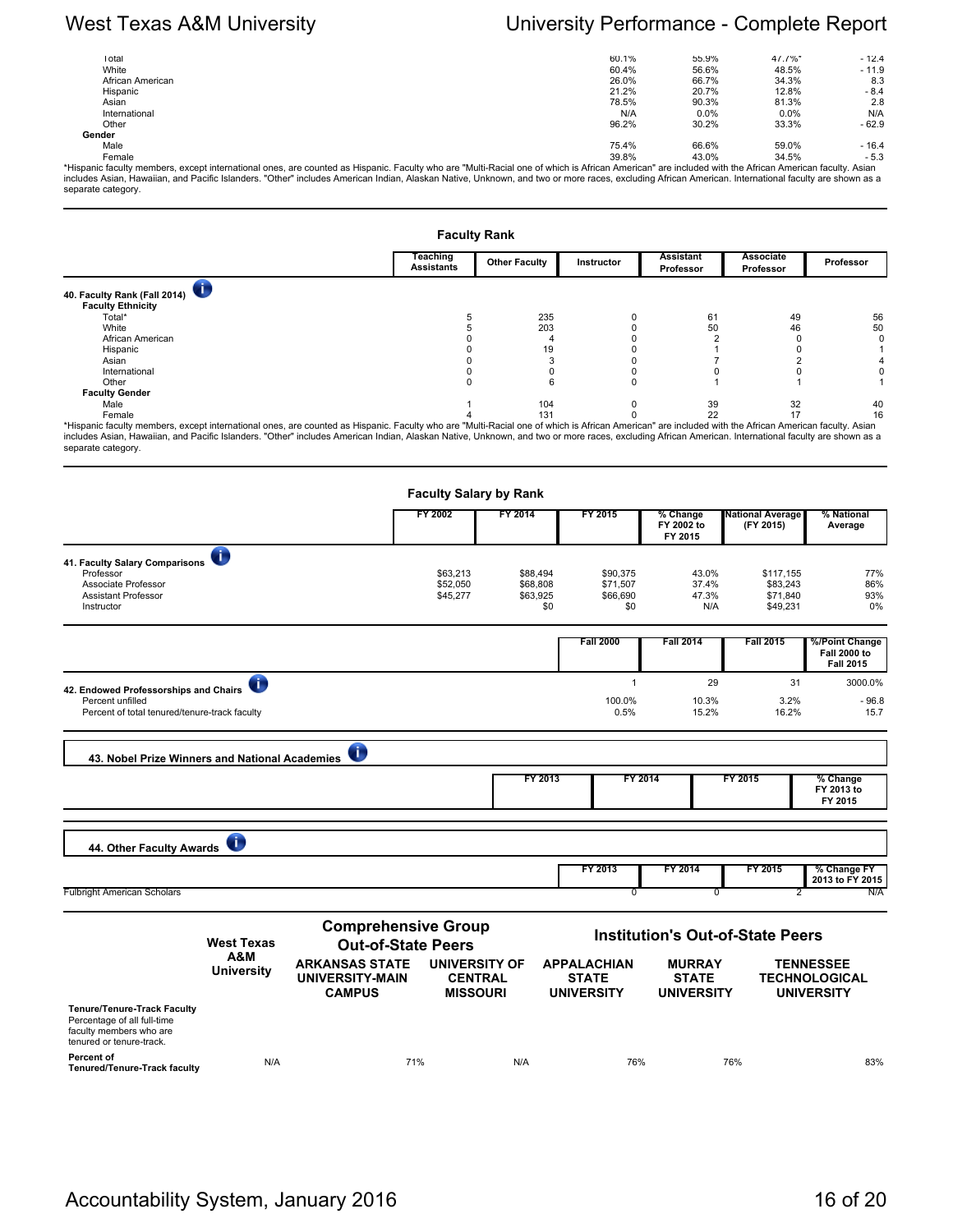| | | | | |
|---|---|---|---|---|
| Total | 60.1% | 55.9% | 47.7%* | - 12.4 |
| White | 60.4% | 56.6% | 48.5% | - 11.9 |
| African American | 26.0% | 66.7% | 34.3% | 8.3 |
| Hispanic | 21.2% | 20.7% | 12.8% | - 8.4 |
| Asian | 78.5% | 90.3% | 81.3% | 2.8 |
| International | N/A | 0.0% | 0.0% | N/A |
| Other | 96.2% | 30.2% | 33.3% | - 62.9 |
| **Gender** | | | | |
| Male | 75.4% | 66.6% | 59.0% | - 16.4 |
| Female | 39.8% | 43.0% | 34.5% | - 5.3 |

*Hispanic faculty members, except international ones, are counted as Hispanic. Faculty who are "Multi-Racial one of which is African American" are included with the African American faculty. Asian includes Asian, Hawaiian, and Pacific Islanders. "Other" includes American Indian, Alaskan Native, Unknown, and two or more races, excluding African American. International faculty are shown as a separate category.

## Faculty Rank

| | Teaching Assistants | Other Faculty | Instructor | Assistant Professor | Associate Professor | Professor |
|---|---|---|---|---|---|---|
| **40. Faculty Rank (Fall 2014)** | | | | | | |
| **Faculty Ethnicity** | | | | | | |
| Total* | 5 | 235 | 0 | 61 | 49 | 56 |
| White | 5 | 203 | 0 | 50 | 46 | 50 |
| African American | 0 | 4 | 0 | 2 | 0 | 0 |
| Hispanic | 0 | 19 | 0 | 1 | 0 | 1 |
| Asian | 0 | 3 | 0 | 7 | 2 | 4 |
| International | 0 | 0 | 0 | 0 | 0 | 0 |
| Other | 0 | 6 | 0 | 1 | 1 | 1 |
| **Faculty Gender** | | | | | | |
| Male | 1 | 104 | 0 | 39 | 32 | 40 |
| Female | 4 | 131 | 0 | 22 | 17 | 16 |

*Hispanic faculty members, except international ones, are counted as Hispanic. Faculty who are "Multi-Racial one of which is African American" are included with the African American faculty. Asian includes Asian, Hawaiian, and Pacific Islanders. "Other" includes American Indian, Alaskan Native, Unknown, and two or more races, excluding African American. International faculty are shown as a separate category.

## Faculty Salary by Rank

| | FY 2002 | FY 2014 | FY 2015 | % Change FY 2002 to FY 2015 | National Average (FY 2015) | % National Average |
|---|---|---|---|---|---|---|
| **41. Faculty Salary Comparisons** | | | | | | |
| Professor | $63,213 | $88,494 | $90,375 | 43.0% | $117,155 | 77% |
| Associate Professor | $52,050 | $68,808 | $71,507 | 37.4% | $83,243 | 86% |
| Assistant Professor | $45,277 | $63,925 | $66,690 | 47.3% | $71,840 | 93% |
| Instructor | | $0 | $0 | N/A | $49,231 | 0% |

| | Fall 2000 | Fall 2014 | Fall 2015 | %/Point Change Fall 2000 to Fall 2015 |
|---|---|---|---|---|
| **42. Endowed Professorships and Chairs** | 1 | 29 | 31 | 3000.0% |
| Percent unfilled | 100.0% | 10.3% | 3.2% | - 96.8 |
| Percent of total tenured/tenure-track faculty | 0.5% | 15.2% | 16.2% | 15.7 |

**43. Nobel Prize Winners and National Academies**

| | FY 2013 | FY 2014 | FY 2015 | % Change FY 2013 to FY 2015 |
|---|---|---|---|---|

**44. Other Faculty Awards**

| | FY 2013 | FY 2014 | FY 2015 | % Change FY 2013 to FY 2015 |
|---|---|---|---|---|
| Fulbright American Scholars | 0 | 0 | 2 | N/A |

| | West Texas A&M University | Comprehensive Group Out-of-State Peers: ARKANSAS STATE UNIVERSITY-MAIN CAMPUS | Comprehensive Group Out-of-State Peers: UNIVERSITY OF CENTRAL MISSOURI | Institution's Out-of-State Peers: APPALACHIAN STATE UNIVERSITY | Institution's Out-of-State Peers: MURRAY STATE UNIVERSITY | Institution's Out-of-State Peers: TENNESSEE TECHNOLOGICAL UNIVERSITY |
|---|---|---|---|---|---|---|
| **Tenure/Tenure-Track Faculty** Percentage of all full-time faculty members who are tenured or tenure-track. | | | | | | |
| **Percent of Tenured/Tenure-Track faculty** | N/A | 71% | N/A | 76% | 76% | 83% |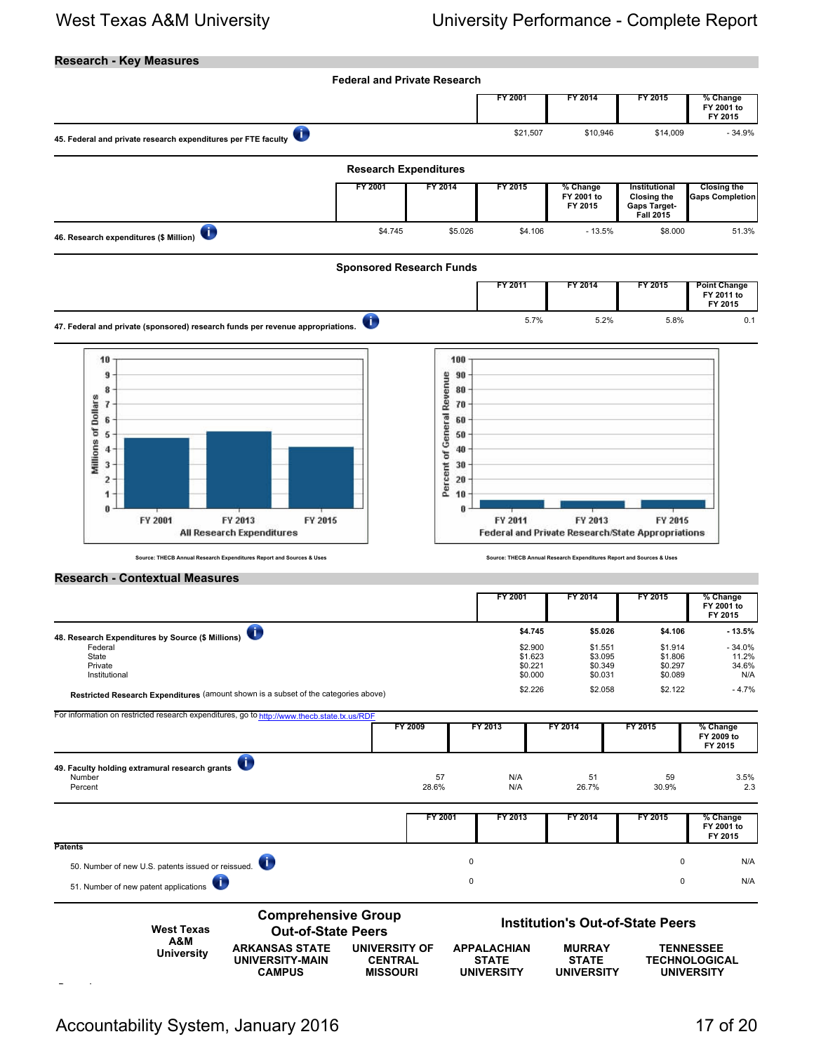## Research - Key Measures

### Federal and Private Research

| | FY 2001 | FY 2014 | FY 2015 | % Change FY 2001 to FY 2015 |
|---|---|---|---|---|
| 45. Federal and private research expenditures per FTE faculty | $21,507 | $10,946 | $14,009 | - 34.9% |

### Research Expenditures

| | FY 2001 | FY 2014 | FY 2015 | % Change FY 2001 to FY 2015 | Institutional Closing the Gaps Target- Fall 2015 | Closing the Gaps Completion |
|---|---|---|---|---|---|---|
| 46. Research expenditures ($ Million) | $4.745 | $5.026 | $4.106 | - 13.5% | $8.000 | 51.3% |

### Sponsored Research Funds

| | FY 2011 | FY 2014 | FY 2015 | Point Change FY 2011 to FY 2015 |
|---|---|---|---|---|
| 47. Federal and private (sponsored) research funds per revenue appropriations. | 5.7% | 5.2% | 5.8% | 0.1 |

All Research Expenditures (Millions of Dollars): FY 2001, FY 2013, FY 2015

Source: THECB Annual Research Expenditures Report and Sources & Uses

Federal and Private Research/State Appropriations (Percent of General Revenue): FY 2011, FY 2013, FY 2015

Source: THECB Annual Research Expenditures Report and Sources & Uses

## Research - Contextual Measures

| | FY 2001 | FY 2014 | FY 2015 | % Change FY 2001 to FY 2015 |
|---|---|---|---|---|
| **48. Research Expenditures by Source ($ Millions)** | **$4.745** | **$5.026** | **$4.106** | **- 13.5%** |
| Federal | $2.900 | $1.551 | $1.914 | - 34.0% |
| State | $1.623 | $3.095 | $1.806 | 11.2% |
| Private | $0.221 | $0.349 | $0.297 | 34.6% |
| Institutional | $0.000 | $0.031 | $0.089 | N/A |
| **Restricted Research Expenditures** (amount shown is a subset of the categories above) | $2.226 | $2.058 | $2.122 | - 4.7% |

For information on restricted research expenditures, go to http://www.thecb.state.tx.us/RDF

| | FY 2009 | FY 2013 | FY 2014 | FY 2015 | % Change FY 2009 to FY 2015 |
|---|---|---|---|---|---|
| **49. Faculty holding extramural research grants** | | | | | |
| Number | 57 | N/A | 51 | 59 | 3.5% |
| Percent | 28.6% | N/A | 26.7% | 30.9% | 2.3 |

| | FY 2001 | FY 2013 | FY 2014 | FY 2015 | % Change FY 2001 to FY 2015 |
|---|---|---|---|---|---|
| **Patents** | | | | | |
| 50. Number of new U.S. patents issued or reissued. | 0 | | | 0 | N/A |
| 51. Number of new patent applications | 0 | | | 0 | N/A |

| West Texas A&M University | Comprehensive Group Out-of-State Peers | | Institution's Out-of-State Peers | | |
|---|---|---|---|---|---|
| | ARKANSAS STATE UNIVERSITY-MAIN CAMPUS | UNIVERSITY OF CENTRAL MISSOURI | APPALACHIAN STATE UNIVERSITY | MURRAY STATE UNIVERSITY | TENNESSEE TECHNOLOGICAL UNIVERSITY |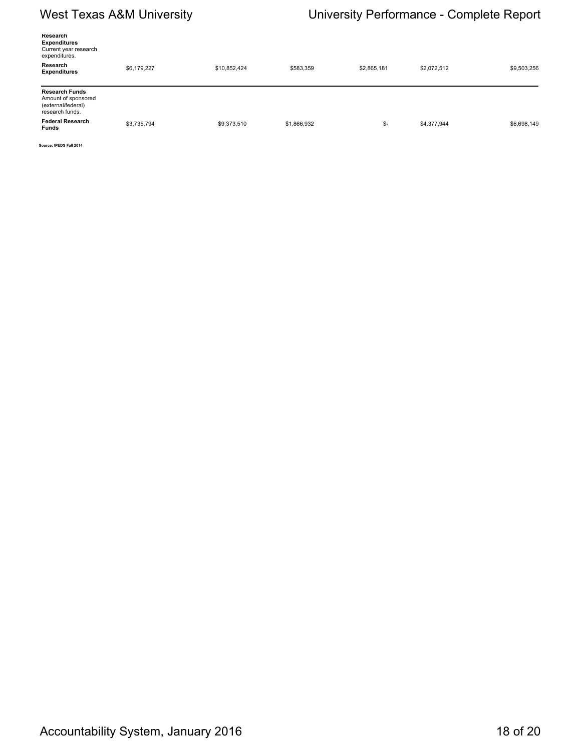| | | | | | | |
|---|---|---|---|---|---|---|
| **Research Expenditures** Current year research expenditures. | | | | | | |
| **Research Expenditures** | $6,179,227 | $10,852,424 | $583,359 | $2,865,181 | $2,072,512 | $9,503,256 |
| **Research Funds** Amount of sponsored (external/federal) research funds. | | | | | | |
| **Federal Research Funds** | $3,735,794 | $9,373,510 | $1,866,932 | $- | $4,377,944 | $6,698,149 |

**Source: IPEDS Fall 2014**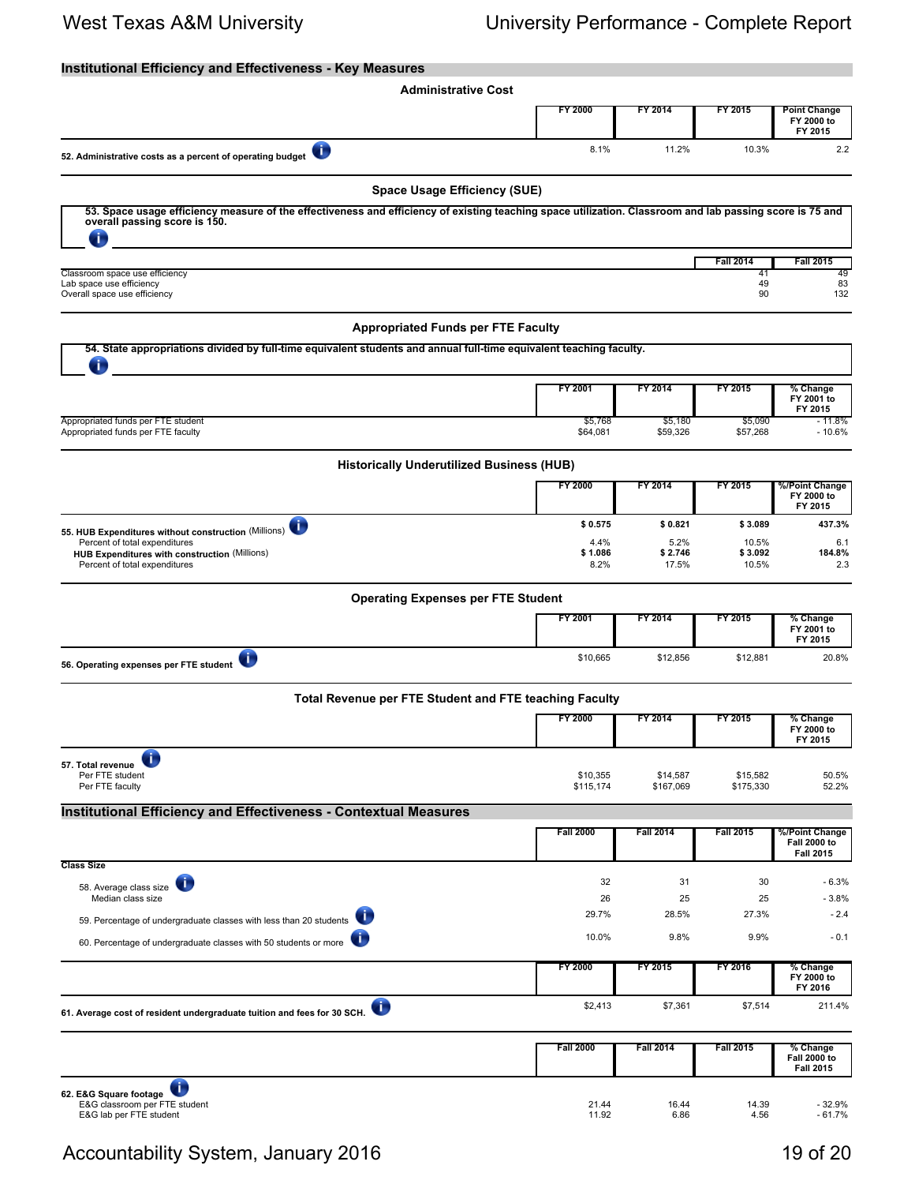## Institutional Efficiency and Effectiveness - Key Measures

### Administrative Cost

| | FY 2000 | FY 2014 | FY 2015 | Point Change FY 2000 to FY 2015 |
|---|---|---|---|---|
| **52. Administrative costs as a percent of operating budget** | 8.1% | 11.2% | 10.3% | 2.2 |

### Space Usage Efficiency (SUE)

**53. Space usage efficiency measure of the effectiveness and efficiency of existing teaching space utilization. Classroom and lab passing score is 75 and overall passing score is 150.**

| | Fall 2014 | Fall 2015 |
|---|---|---|
| Classroom space use efficiency | 41 | 49 |
| Lab space use efficiency | 49 | 83 |
| Overall space use efficiency | 90 | 132 |

### Appropriated Funds per FTE Faculty

**54. State appropriations divided by full-time equivalent students and annual full-time equivalent teaching faculty.**

| | FY 2001 | FY 2014 | FY 2015 | % Change FY 2001 to FY 2015 |
|---|---|---|---|---|
| Appropriated funds per FTE student | $5,768 | $5,180 | $5,090 | - 11.8% |
| Appropriated funds per FTE faculty | $64,081 | $59,326 | $57,268 | - 10.6% |

### Historically Underutilized Business (HUB)

| | FY 2000 | FY 2014 | FY 2015 | %/Point Change FY 2000 to FY 2015 |
|---|---|---|---|---|
| **55. HUB Expenditures without construction** (Millions) | **$ 0.575** | **$ 0.821** | **$ 3.089** | **437.3%** |
| Percent of total expenditures | 4.4% | 5.2% | 10.5% | 6.1 |
| **HUB Expenditures with construction** (Millions) | **$ 1.086** | **$ 2.746** | **$ 3.092** | **184.8%** |
| Percent of total expenditures | 8.2% | 17.5% | 10.5% | 2.3 |

### Operating Expenses per FTE Student

| | FY 2001 | FY 2014 | FY 2015 | % Change FY 2001 to FY 2015 |
|---|---|---|---|---|
| **56. Operating expenses per FTE student** | $10,665 | $12,856 | $12,881 | 20.8% |

### Total Revenue per FTE Student and FTE teaching Faculty

| | FY 2000 | FY 2014 | FY 2015 | % Change FY 2000 to FY 2015 |
|---|---|---|---|---|
| **57. Total revenue** | | | | |
| Per FTE student | $10,355 | $14,587 | $15,582 | 50.5% |
| Per FTE faculty | $115,174 | $167,069 | $175,330 | 52.2% |

## Institutional Efficiency and Effectiveness - Contextual Measures

| | Fall 2000 | Fall 2014 | Fall 2015 | %/Point Change Fall 2000 to Fall 2015 |
|---|---|---|---|---|
| **Class Size** | | | | |
| 58. Average class size | 32 | 31 | 30 | - 6.3% |
| Median class size | 26 | 25 | 25 | - 3.8% |
| 59. Percentage of undergraduate classes with less than 20 students | 29.7% | 28.5% | 27.3% | - 2.4 |
| 60. Percentage of undergraduate classes with 50 students or more | 10.0% | 9.8% | 9.9% | - 0.1 |

| | FY 2000 | FY 2015 | FY 2016 | % Change FY 2000 to FY 2016 |
|---|---|---|---|---|
| **61. Average cost of resident undergraduate tuition and fees for 30 SCH.** | $2,413 | $7,361 | $7,514 | 211.4% |

| | Fall 2000 | Fall 2014 | Fall 2015 | % Change Fall 2000 to Fall 2015 |
|---|---|---|---|---|
| **62. E&G Square footage** | | | | |
| E&G classroom per FTE student | 21.44 | 16.44 | 14.39 | - 32.9% |
| E&G lab per FTE student | 11.92 | 6.86 | 4.56 | - 61.7% |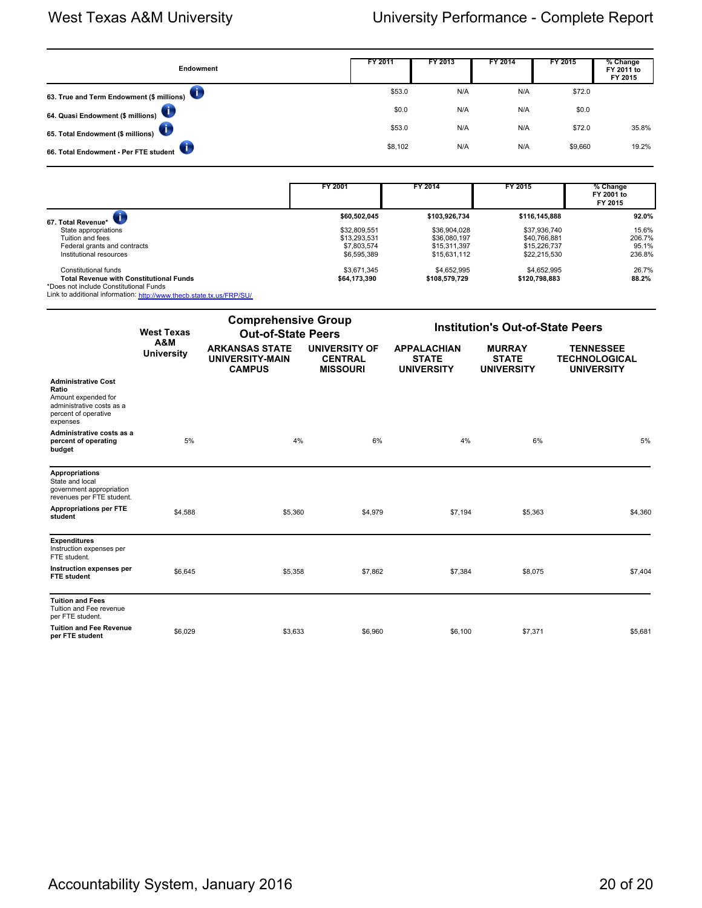| Endowment | FY 2011 | FY 2013 | FY 2014 | FY 2015 | % Change FY 2011 to FY 2015 |
|---|---|---|---|---|---|
| 63. True and Term Endowment ($ millions) | $53.0 | N/A | N/A | $72.0 | |
| 64. Quasi Endowment ($ millions) | $0.0 | N/A | N/A | $0.0 | |
| 65. Total Endowment ($ millions) | $53.0 | N/A | N/A | $72.0 | 35.8% |
| 66. Total Endowment - Per FTE student | $8,102 | N/A | N/A | $9,660 | 19.2% |

| | FY 2001 | FY 2014 | FY 2015 | % Change FY 2001 to FY 2015 |
|---|---|---|---|---|
| **67. Total Revenue*** | **$60,502,045** | **$103,926,734** | **$116,145,888** | **92.0%** |
| State appropriations | $32,809,551 | $36,904,028 | $37,936,740 | 15.6% |
| Tuition and fees | $13,293,531 | $36,080,197 | $40,766,881 | 206.7% |
| Federal grants and contracts | $7,803,574 | $15,311,397 | $15,226,737 | 95.1% |
| Institutional resources | $6,595,389 | $15,631,112 | $22,215,530 | 236.8% |
| Constitutional funds | $3,671,345 | $4,652,995 | $4,652,995 | 26.7% |
| **Total Revenue with Constitutional Funds** | **$64,173,390** | **$108,579,729** | **$120,798,883** | **88.2%** |

*Does not include Constitutional Funds

Link to additional information: http://www.thecb.state.tx.us/FRP/SU/

| | West Texas A&M University | Comprehensive Group Out-of-State Peers | | Institution's Out-of-State Peers | | |
|---|---|---|---|---|---|---|
| | | ARKANSAS STATE UNIVERSITY-MAIN CAMPUS | UNIVERSITY OF CENTRAL MISSOURI | APPALACHIAN STATE UNIVERSITY | MURRAY STATE UNIVERSITY | TENNESSEE TECHNOLOGICAL UNIVERSITY |
| **Administrative Cost Ratio** Amount expended for administrative costs as a percent of operative expenses | | | | | | |
| **Administrative costs as a percent of operating budget** | 5% | 4% | 6% | 4% | 6% | 5% |
| **Appropriations** State and local government appropriation revenues per FTE student. | | | | | | |
| **Appropriations per FTE student** | $4,588 | $5,360 | $4,979 | $7,194 | $5,363 | $4,360 |
| **Expenditures** Instruction expenses per FTE student. | | | | | | |
| **Instruction expenses per FTE student** | $6,645 | $5,358 | $7,862 | $7,384 | $8,075 | $7,404 |
| **Tuition and Fees** Tuition and Fee revenue per FTE student. | | | | | | |
| **Tuition and Fee Revenue per FTE student** | $6,029 | $3,633 | $6,960 | $6,100 | $7,371 | $5,681 |